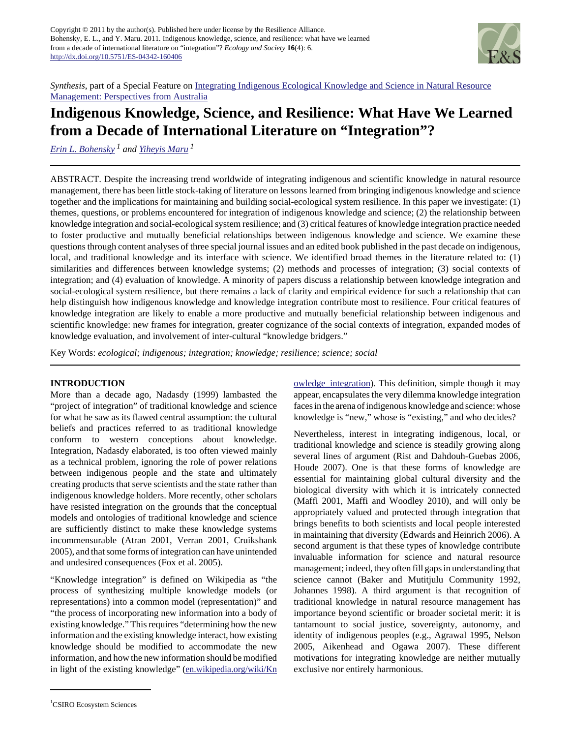Copyright © 2011 by the author(s). Published here under license by the Resilience Alliance.
Bohensky, E. L., and Y. Maru. 2011. Indigenous knowledge, science, and resilience: what have we learned from a decade of international literature on "integration"? *Ecology and Society* **16**(4): 6.
http://dx.doi.org/10.5751/ES-04342-160406

*Synthesis*, part of a Special Feature on Integrating Indigenous Ecological Knowledge and Science in Natural Resource Management: Perspectives from Australia

# Indigenous Knowledge, Science, and Resilience: What Have We Learned from a Decade of International Literature on "Integration"?

Erin L. Bohensky [1] and Yiheyis Maru [1]

ABSTRACT. Despite the increasing trend worldwide of integrating indigenous and scientific knowledge in natural resource management, there has been little stock-taking of literature on lessons learned from bringing indigenous knowledge and science together and the implications for maintaining and building social-ecological system resilience. In this paper we investigate: (1) themes, questions, or problems encountered for integration of indigenous knowledge and science; (2) the relationship between knowledge integration and social-ecological system resilience; and (3) critical features of knowledge integration practice needed to foster productive and mutually beneficial relationships between indigenous knowledge and science. We examine these questions through content analyses of three special journal issues and an edited book published in the past decade on indigenous, local, and traditional knowledge and its interface with science. We identified broad themes in the literature related to: (1) similarities and differences between knowledge systems; (2) methods and processes of integration; (3) social contexts of integration; and (4) evaluation of knowledge. A minority of papers discuss a relationship between knowledge integration and social-ecological system resilience, but there remains a lack of clarity and empirical evidence for such a relationship that can help distinguish how indigenous knowledge and knowledge integration contribute most to resilience. Four critical features of knowledge integration are likely to enable a more productive and mutually beneficial relationship between indigenous and scientific knowledge: new frames for integration, greater cognizance of the social contexts of integration, expanded modes of knowledge evaluation, and involvement of inter-cultural "knowledge bridgers."

Key Words: *ecological; indigenous; integration; knowledge; resilience; science; social*

## INTRODUCTION

More than a decade ago, Nadasdy (1999) lambasted the "project of integration" of traditional knowledge and science for what he saw as its flawed central assumption: the cultural beliefs and practices referred to as traditional knowledge conform to western conceptions about knowledge. Integration, Nadasdy elaborated, is too often viewed mainly as a technical problem, ignoring the role of power relations between indigenous people and the state and ultimately creating products that serve scientists and the state rather than indigenous knowledge holders. More recently, other scholars have resisted integration on the grounds that the conceptual models and ontologies of traditional knowledge and science are sufficiently distinct to make these knowledge systems incommensurable (Atran 2001, Verran 2001, Cruikshank 2005), and that some forms of integration can have unintended and undesired consequences (Fox et al. 2005).

"Knowledge integration" is defined on Wikipedia as "the process of synthesizing multiple knowledge models (or representations) into a common model (representation)" and "the process of incorporating new information into a body of existing knowledge." This requires "determining how the new information and the existing knowledge interact, how existing knowledge should be modified to accommodate the new information, and how the new information should be modified in light of the existing knowledge" (en.wikipedia.org/wiki/Knowledge_integration). This definition, simple though it may appear, encapsulates the very dilemma knowledge integration faces in the arena of indigenous knowledge and science: whose knowledge is "new," whose is "existing," and who decides?

Nevertheless, interest in integrating indigenous, local, or traditional knowledge and science is steadily growing along several lines of argument (Rist and Dahdouh-Guebas 2006, Houde 2007). One is that these forms of knowledge are essential for maintaining global cultural diversity and the biological diversity with which it is intricately connected (Maffi 2001, Maffi and Woodley 2010), and will only be appropriately valued and protected through integration that brings benefits to both scientists and local people interested in maintaining that diversity (Edwards and Heinrich 2006). A second argument is that these types of knowledge contribute invaluable information for science and natural resource management; indeed, they often fill gaps in understanding that science cannot (Baker and Mutitjulu Community 1992, Johannes 1998). A third argument is that recognition of traditional knowledge in natural resource management has importance beyond scientific or broader societal merit: it is tantamount to social justice, sovereignty, autonomy, and identity of indigenous peoples (e.g., Agrawal 1995, Nelson 2005, Aikenhead and Ogawa 2007). These different motivations for integrating knowledge are neither mutually exclusive nor entirely harmonious.

[1] CSIRO Ecosystem Sciences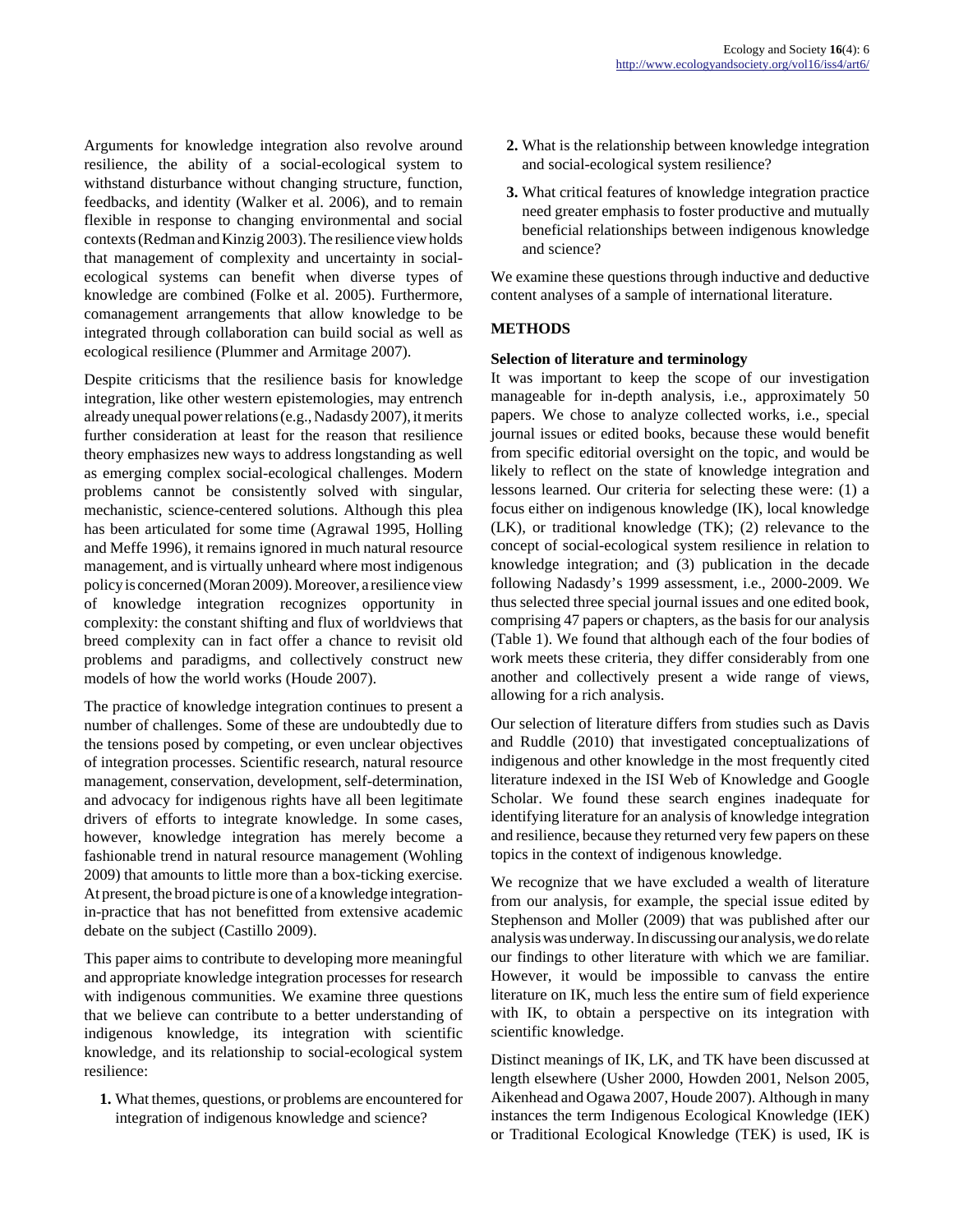Arguments for knowledge integration also revolve around resilience, the ability of a social-ecological system to withstand disturbance without changing structure, function, feedbacks, and identity (Walker et al. 2006), and to remain flexible in response to changing environmental and social contexts (Redman and Kinzig 2003). The resilience view holds that management of complexity and uncertainty in social-ecological systems can benefit when diverse types of knowledge are combined (Folke et al. 2005). Furthermore, comanagement arrangements that allow knowledge to be integrated through collaboration can build social as well as ecological resilience (Plummer and Armitage 2007).

Despite criticisms that the resilience basis for knowledge integration, like other western epistemologies, may entrench already unequal power relations (e.g., Nadasdy 2007), it merits further consideration at least for the reason that resilience theory emphasizes new ways to address longstanding as well as emerging complex social-ecological challenges. Modern problems cannot be consistently solved with singular, mechanistic, science-centered solutions. Although this plea has been articulated for some time (Agrawal 1995, Holling and Meffe 1996), it remains ignored in much natural resource management, and is virtually unheard where most indigenous policy is concerned (Moran 2009). Moreover, a resilience view of knowledge integration recognizes opportunity in complexity: the constant shifting and flux of worldviews that breed complexity can in fact offer a chance to revisit old problems and paradigms, and collectively construct new models of how the world works (Houde 2007).

The practice of knowledge integration continues to present a number of challenges. Some of these are undoubtedly due to the tensions posed by competing, or even unclear objectives of integration processes. Scientific research, natural resource management, conservation, development, self-determination, and advocacy for indigenous rights have all been legitimate drivers of efforts to integrate knowledge. In some cases, however, knowledge integration has merely become a fashionable trend in natural resource management (Wohling 2009) that amounts to little more than a box-ticking exercise. At present, the broad picture is one of a knowledge integration-in-practice that has not benefitted from extensive academic debate on the subject (Castillo 2009).

This paper aims to contribute to developing more meaningful and appropriate knowledge integration processes for research with indigenous communities. We examine three questions that we believe can contribute to a better understanding of indigenous knowledge, its integration with scientific knowledge, and its relationship to social-ecological system resilience:

1. What themes, questions, or problems are encountered for integration of indigenous knowledge and science?
2. What is the relationship between knowledge integration and social-ecological system resilience?
3. What critical features of knowledge integration practice need greater emphasis to foster productive and mutually beneficial relationships between indigenous knowledge and science?

We examine these questions through inductive and deductive content analyses of a sample of international literature.

## METHODS

### Selection of literature and terminology

It was important to keep the scope of our investigation manageable for in-depth analysis, i.e., approximately 50 papers. We chose to analyze collected works, i.e., special journal issues or edited books, because these would benefit from specific editorial oversight on the topic, and would be likely to reflect on the state of knowledge integration and lessons learned. Our criteria for selecting these were: (1) a focus either on indigenous knowledge (IK), local knowledge (LK), or traditional knowledge (TK); (2) relevance to the concept of social-ecological system resilience in relation to knowledge integration; and (3) publication in the decade following Nadasdy's 1999 assessment, i.e., 2000-2009. We thus selected three special journal issues and one edited book, comprising 47 papers or chapters, as the basis for our analysis (Table 1). We found that although each of the four bodies of work meets these criteria, they differ considerably from one another and collectively present a wide range of views, allowing for a rich analysis.

Our selection of literature differs from studies such as Davis and Ruddle (2010) that investigated conceptualizations of indigenous and other knowledge in the most frequently cited literature indexed in the ISI Web of Knowledge and Google Scholar. We found these search engines inadequate for identifying literature for an analysis of knowledge integration and resilience, because they returned very few papers on these topics in the context of indigenous knowledge.

We recognize that we have excluded a wealth of literature from our analysis, for example, the special issue edited by Stephenson and Moller (2009) that was published after our analysis was underway. In discussing our analysis, we do relate our findings to other literature with which we are familiar. However, it would be impossible to canvass the entire literature on IK, much less the entire sum of field experience with IK, to obtain a perspective on its integration with scientific knowledge.

Distinct meanings of IK, LK, and TK have been discussed at length elsewhere (Usher 2000, Howden 2001, Nelson 2005, Aikenhead and Ogawa 2007, Houde 2007). Although in many instances the term Indigenous Ecological Knowledge (IEK) or Traditional Ecological Knowledge (TEK) is used, IK is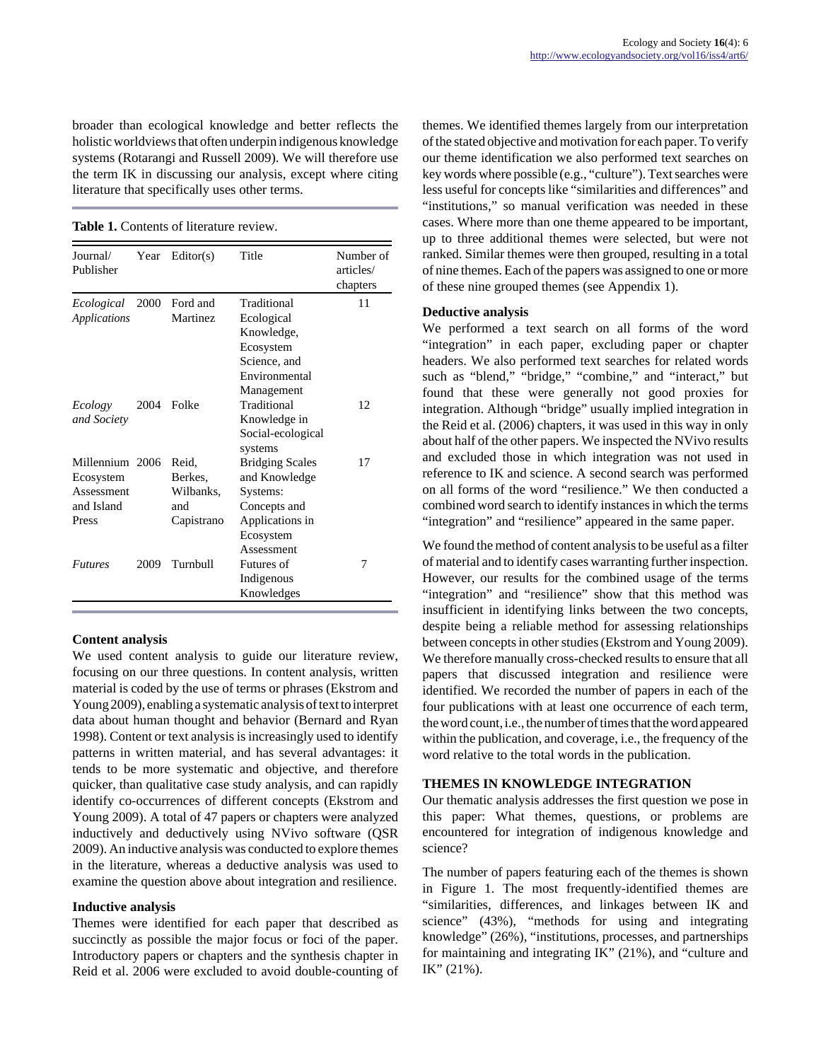broader than ecological knowledge and better reflects the holistic worldviews that often underpin indigenous knowledge systems (Rotarangi and Russell 2009). We will therefore use the term IK in discussing our analysis, except where citing literature that specifically uses other terms.

**Table 1.** Contents of literature review.

| Journal/ Publisher | Year | Editor(s) | Title | Number of articles/ chapters |
|---|---|---|---|---|
| *Ecological Applications* | 2000 | Ford and Martinez | Traditional Ecological Knowledge, Ecosystem Science, and Environmental Management | 11 |
| *Ecology and Society* | 2004 | Folke | Traditional Knowledge in Social-ecological systems | 12 |
| Millennium Ecosystem Assessment and Island Press | 2006 | Reid, Berkes, Wilbanks, and Capistrano | Bridging Scales and Knowledge Systems: Concepts and Applications in Ecosystem Assessment | 17 |
| *Futures* | 2009 | Turnbull | Futures of Indigenous Knowledges | 7 |

### Content analysis

We used content analysis to guide our literature review, focusing on our three questions. In content analysis, written material is coded by the use of terms or phrases (Ekstrom and Young 2009), enabling a systematic analysis of text to interpret data about human thought and behavior (Bernard and Ryan 1998). Content or text analysis is increasingly used to identify patterns in written material, and has several advantages: it tends to be more systematic and objective, and therefore quicker, than qualitative case study analysis, and can rapidly identify co-occurrences of different concepts (Ekstrom and Young 2009). A total of 47 papers or chapters were analyzed inductively and deductively using NVivo software (QSR 2009). An inductive analysis was conducted to explore themes in the literature, whereas a deductive analysis was used to examine the question above about integration and resilience.

### Inductive analysis

Themes were identified for each paper that described as succinctly as possible the major focus or foci of the paper. Introductory papers or chapters and the synthesis chapter in Reid et al. 2006 were excluded to avoid double-counting of themes. We identified themes largely from our interpretation of the stated objective and motivation for each paper. To verify our theme identification we also performed text searches on key words where possible (e.g., "culture"). Text searches were less useful for concepts like "similarities and differences" and "institutions," so manual verification was needed in these cases. Where more than one theme appeared to be important, up to three additional themes were selected, but were not ranked. Similar themes were then grouped, resulting in a total of nine themes. Each of the papers was assigned to one or more of these nine grouped themes (see Appendix 1).

### Deductive analysis

We performed a text search on all forms of the word "integration" in each paper, excluding paper or chapter headers. We also performed text searches for related words such as "blend," "bridge," "combine," and "interact," but found that these were generally not good proxies for integration. Although "bridge" usually implied integration in the Reid et al. (2006) chapters, it was used in this way in only about half of the other papers. We inspected the NVivo results and excluded those in which integration was not used in reference to IK and science. A second search was performed on all forms of the word "resilience." We then conducted a combined word search to identify instances in which the terms "integration" and "resilience" appeared in the same paper.

We found the method of content analysis to be useful as a filter of material and to identify cases warranting further inspection. However, our results for the combined usage of the terms "integration" and "resilience" show that this method was insufficient in identifying links between the two concepts, despite being a reliable method for assessing relationships between concepts in other studies (Ekstrom and Young 2009). We therefore manually cross-checked results to ensure that all papers that discussed integration and resilience were identified. We recorded the number of papers in each of the four publications with at least one occurrence of each term, the word count, i.e., the number of times that the word appeared within the publication, and coverage, i.e., the frequency of the word relative to the total words in the publication.

## THEMES IN KNOWLEDGE INTEGRATION

Our thematic analysis addresses the first question we pose in this paper: What themes, questions, or problems are encountered for integration of indigenous knowledge and science?

The number of papers featuring each of the themes is shown in Figure 1. The most frequently-identified themes are "similarities, differences, and linkages between IK and science" (43%), "methods for using and integrating knowledge" (26%), "institutions, processes, and partnerships for maintaining and integrating IK" (21%), and "culture and IK" (21%).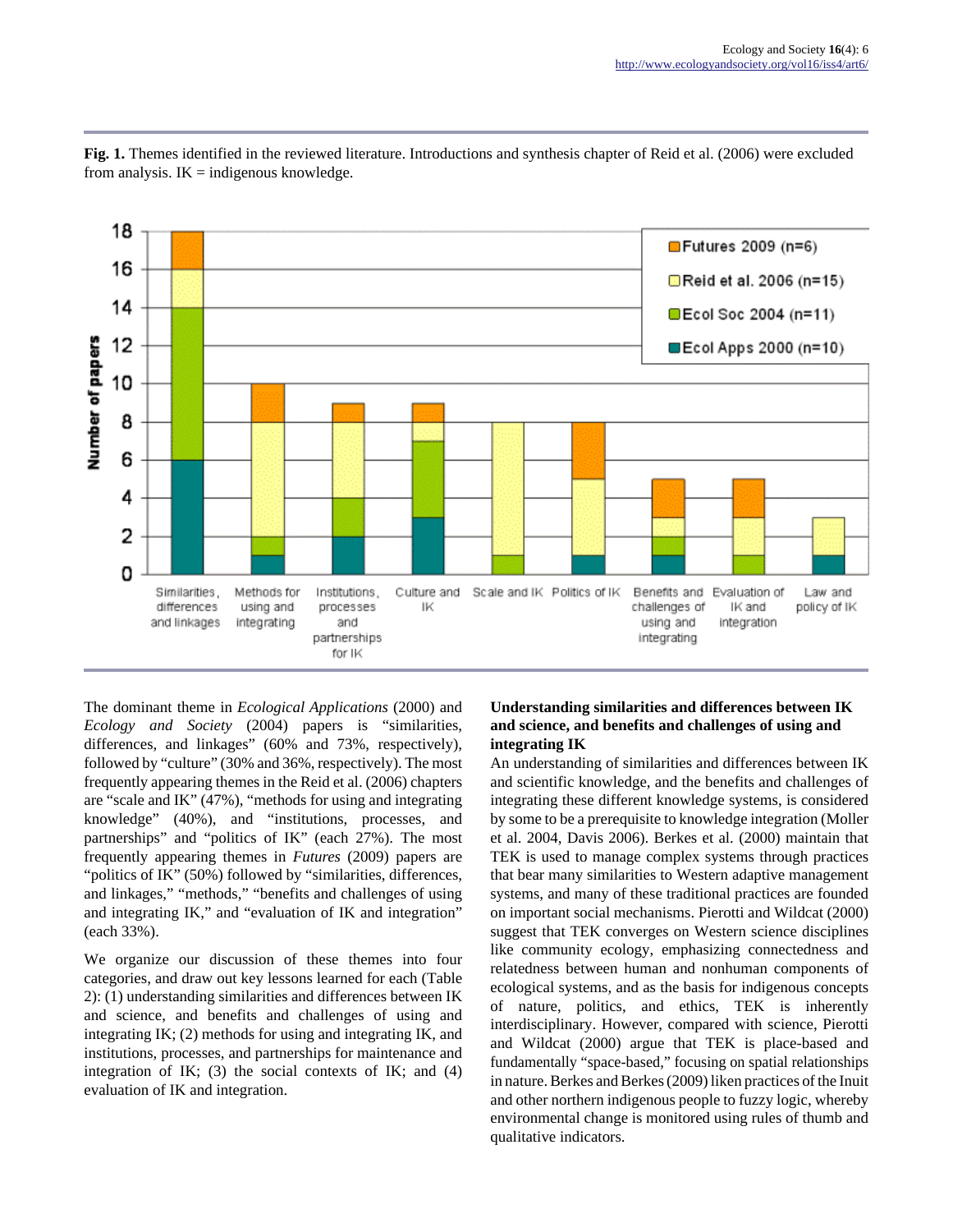**Fig. 1.** Themes identified in the reviewed literature. Introductions and synthesis chapter of Reid et al. (2006) were excluded from analysis. IK = indigenous knowledge.

The dominant theme in *Ecological Applications* (2000) and *Ecology and Society* (2004) papers is "similarities, differences, and linkages" (60% and 73%, respectively), followed by "culture" (30% and 36%, respectively). The most frequently appearing themes in the Reid et al. (2006) chapters are "scale and IK" (47%), "methods for using and integrating knowledge" (40%), and "institutions, processes, and partnerships" and "politics of IK" (each 27%). The most frequently appearing themes in *Futures* (2009) papers are "politics of IK" (50%) followed by "similarities, differences, and linkages," "methods," "benefits and challenges of using and integrating IK," and "evaluation of IK and integration" (each 33%).

We organize our discussion of these themes into four categories, and draw out key lessons learned for each (Table 2): (1) understanding similarities and differences between IK and science, and benefits and challenges of using and integrating IK; (2) methods for using and integrating IK, and institutions, processes, and partnerships for maintenance and integration of IK; (3) the social contexts of IK; and (4) evaluation of IK and integration.

### Understanding similarities and differences between IK and science, and benefits and challenges of using and integrating IK

An understanding of similarities and differences between IK and scientific knowledge, and the benefits and challenges of integrating these different knowledge systems, is considered by some to be a prerequisite to knowledge integration (Moller et al. 2004, Davis 2006). Berkes et al. (2000) maintain that TEK is used to manage complex systems through practices that bear many similarities to Western adaptive management systems, and many of these traditional practices are founded on important social mechanisms. Pierotti and Wildcat (2000) suggest that TEK converges on Western science disciplines like community ecology, emphasizing connectedness and relatedness between human and nonhuman components of ecological systems, and as the basis for indigenous concepts of nature, politics, and ethics, TEK is inherently interdisciplinary. However, compared with science, Pierotti and Wildcat (2000) argue that TEK is place-based and fundamentally "space-based," focusing on spatial relationships in nature. Berkes and Berkes (2009) liken practices of the Inuit and other northern indigenous people to fuzzy logic, whereby environmental change is monitored using rules of thumb and qualitative indicators.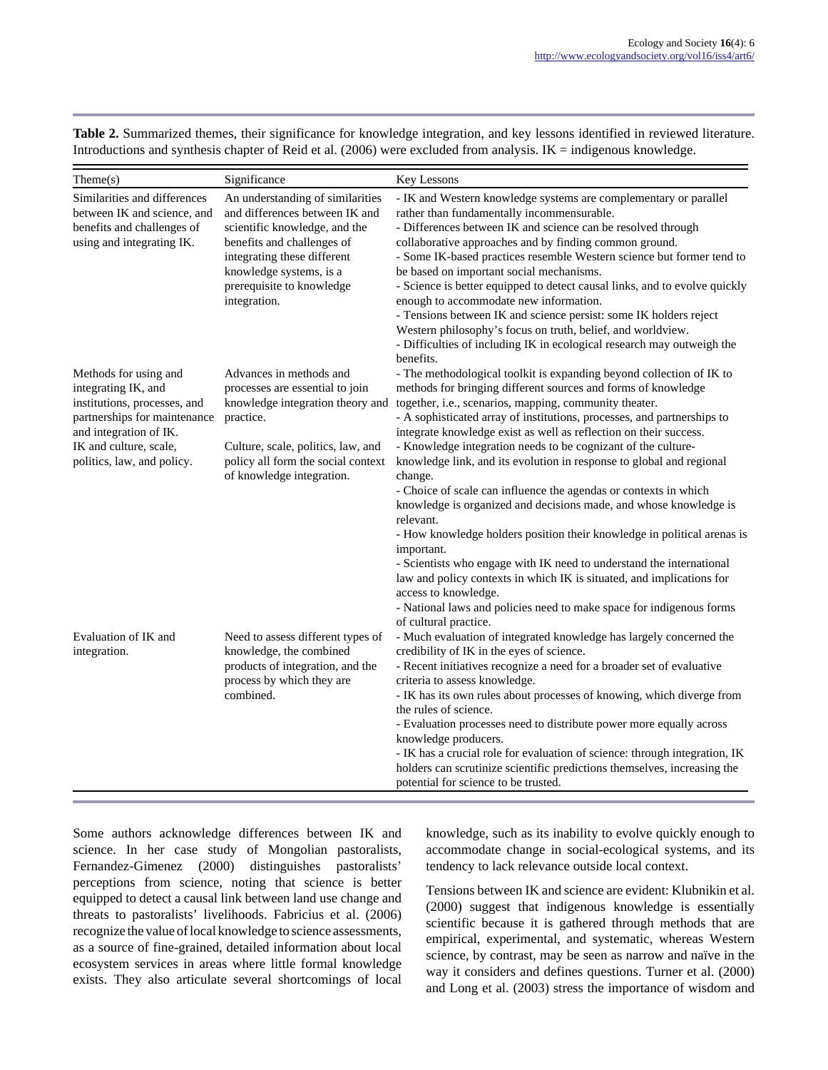**Table 2.** Summarized themes, their significance for knowledge integration, and key lessons identified in reviewed literature. Introductions and synthesis chapter of Reid et al. (2006) were excluded from analysis. IK = indigenous knowledge.

| Theme(s) | Significance | Key Lessons |
|---|---|---|
| Similarities and differences between IK and science, and benefits and challenges of using and integrating IK. | An understanding of similarities and differences between IK and scientific knowledge, and the benefits and challenges of integrating these different knowledge systems, is a prerequisite to knowledge integration. | - IK and Western knowledge systems are complementary or parallel rather than fundamentally incommensurable.<br>- Differences between IK and science can be resolved through collaborative approaches and by finding common ground.<br>- Some IK-based practices resemble Western science but former tend to be based on important social mechanisms.<br>- Science is better equipped to detect causal links, and to evolve quickly enough to accommodate new information.<br>- Tensions between IK and science persist: some IK holders reject Western philosophy's focus on truth, belief, and worldview.<br>- Difficulties of including IK in ecological research may outweigh the benefits. |
| Methods for using and integrating IK, and institutions, processes, and partnerships for maintenance and integration of IK. | Advances in methods and processes are essential to join knowledge integration theory and practice. | - The methodological toolkit is expanding beyond collection of IK to methods for bringing different sources and forms of knowledge together, i.e., scenarios, mapping, community theater.<br>- A sophisticated array of institutions, processes, and partnerships to integrate knowledge exist as well as reflection on their success. |
| IK and culture, scale, politics, law, and policy. | Culture, scale, politics, law, and policy all form the social context of knowledge integration. | - Knowledge integration needs to be cognizant of the culture-knowledge link, and its evolution in response to global and regional change.<br>- Choice of scale can influence the agendas or contexts in which knowledge is organized and decisions made, and whose knowledge is relevant.<br>- How knowledge holders position their knowledge in political arenas is important.<br>- Scientists who engage with IK need to understand the international law and policy contexts in which IK is situated, and implications for access to knowledge.<br>- National laws and policies need to make space for indigenous forms of cultural practice. |
| Evaluation of IK and integration. | Need to assess different types of knowledge, the combined products of integration, and the process by which they are combined. | - Much evaluation of integrated knowledge has largely concerned the credibility of IK in the eyes of science.<br>- Recent initiatives recognize a need for a broader set of evaluative criteria to assess knowledge.<br>- IK has its own rules about processes of knowing, which diverge from the rules of science.<br>- Evaluation processes need to distribute power more equally across knowledge producers.<br>- IK has a crucial role for evaluation of science: through integration, IK holders can scrutinize scientific predictions themselves, increasing the potential for science to be trusted. |

Some authors acknowledge differences between IK and science. In her case study of Mongolian pastoralists, Fernandez-Gimenez (2000) distinguishes pastoralists' perceptions from science, noting that science is better equipped to detect a causal link between land use change and threats to pastoralists' livelihoods. Fabricius et al. (2006) recognize the value of local knowledge to science assessments, as a source of fine-grained, detailed information about local ecosystem services in areas where little formal knowledge exists. They also articulate several shortcomings of local knowledge, such as its inability to evolve quickly enough to accommodate change in social-ecological systems, and its tendency to lack relevance outside local context.

Tensions between IK and science are evident: Klubnikin et al. (2000) suggest that indigenous knowledge is essentially scientific because it is gathered through methods that are empirical, experimental, and systematic, whereas Western science, by contrast, may be seen as narrow and naïve in the way it considers and defines questions. Turner et al. (2000) and Long et al. (2003) stress the importance of wisdom and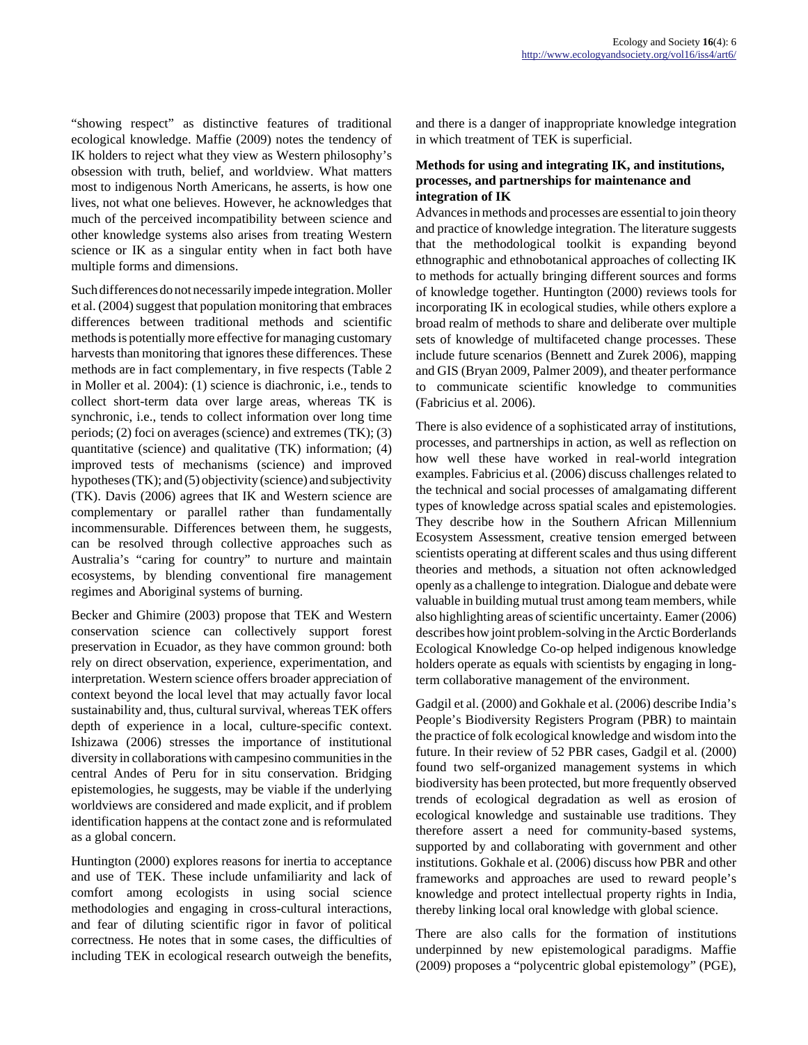“showing respect” as distinctive features of traditional ecological knowledge. Maffie (2009) notes the tendency of IK holders to reject what they view as Western philosophy’s obsession with truth, belief, and worldview. What matters most to indigenous North Americans, he asserts, is how one lives, not what one believes. However, he acknowledges that much of the perceived incompatibility between science and other knowledge systems also arises from treating Western science or IK as a singular entity when in fact both have multiple forms and dimensions.

Such differences do not necessarily impede integration. Moller et al. (2004) suggest that population monitoring that embraces differences between traditional methods and scientific methods is potentially more effective for managing customary harvests than monitoring that ignores these differences. These methods are in fact complementary, in five respects (Table 2 in Moller et al. 2004): (1) science is diachronic, i.e., tends to collect short-term data over large areas, whereas TK is synchronic, i.e., tends to collect information over long time periods; (2) foci on averages (science) and extremes (TK); (3) quantitative (science) and qualitative (TK) information; (4) improved tests of mechanisms (science) and improved hypotheses (TK); and (5) objectivity (science) and subjectivity (TK). Davis (2006) agrees that IK and Western science are complementary or parallel rather than fundamentally incommensurable. Differences between them, he suggests, can be resolved through collective approaches such as Australia’s “caring for country” to nurture and maintain ecosystems, by blending conventional fire management regimes and Aboriginal systems of burning.

Becker and Ghimire (2003) propose that TEK and Western conservation science can collectively support forest preservation in Ecuador, as they have common ground: both rely on direct observation, experience, experimentation, and interpretation. Western science offers broader appreciation of context beyond the local level that may actually favor local sustainability and, thus, cultural survival, whereas TEK offers depth of experience in a local, culture-specific context. Ishizawa (2006) stresses the importance of institutional diversity in collaborations with campesino communities in the central Andes of Peru for in situ conservation. Bridging epistemologies, he suggests, may be viable if the underlying worldviews are considered and made explicit, and if problem identification happens at the contact zone and is reformulated as a global concern.

Huntington (2000) explores reasons for inertia to acceptance and use of TEK. These include unfamiliarity and lack of comfort among ecologists in using social science methodologies and engaging in cross-cultural interactions, and fear of diluting scientific rigor in favor of political correctness. He notes that in some cases, the difficulties of including TEK in ecological research outweigh the benefits, and there is a danger of inappropriate knowledge integration in which treatment of TEK is superficial.

**Methods for using and integrating IK, and institutions, processes, and partnerships for maintenance and integration of IK**

Advances in methods and processes are essential to join theory and practice of knowledge integration. The literature suggests that the methodological toolkit is expanding beyond ethnographic and ethnobotanical approaches of collecting IK to methods for actually bringing different sources and forms of knowledge together. Huntington (2000) reviews tools for incorporating IK in ecological studies, while others explore a broad realm of methods to share and deliberate over multiple sets of knowledge of multifaceted change processes. These include future scenarios (Bennett and Zurek 2006), mapping and GIS (Bryan 2009, Palmer 2009), and theater performance to communicate scientific knowledge to communities (Fabricius et al. 2006).

There is also evidence of a sophisticated array of institutions, processes, and partnerships in action, as well as reflection on how well these have worked in real-world integration examples. Fabricius et al. (2006) discuss challenges related to the technical and social processes of amalgamating different types of knowledge across spatial scales and epistemologies. They describe how in the Southern African Millennium Ecosystem Assessment, creative tension emerged between scientists operating at different scales and thus using different theories and methods, a situation not often acknowledged openly as a challenge to integration. Dialogue and debate were valuable in building mutual trust among team members, while also highlighting areas of scientific uncertainty. Eamer (2006) describes how joint problem-solving in the Arctic Borderlands Ecological Knowledge Co-op helped indigenous knowledge holders operate as equals with scientists by engaging in long-term collaborative management of the environment.

Gadgil et al. (2000) and Gokhale et al. (2006) describe India’s People’s Biodiversity Registers Program (PBR) to maintain the practice of folk ecological knowledge and wisdom into the future. In their review of 52 PBR cases, Gadgil et al. (2000) found two self-organized management systems in which biodiversity has been protected, but more frequently observed trends of ecological degradation as well as erosion of ecological knowledge and sustainable use traditions. They therefore assert a need for community-based systems, supported by and collaborating with government and other institutions. Gokhale et al. (2006) discuss how PBR and other frameworks and approaches are used to reward people’s knowledge and protect intellectual property rights in India, thereby linking local oral knowledge with global science.

There are also calls for the formation of institutions underpinned by new epistemological paradigms. Maffie (2009) proposes a “polycentric global epistemology” (PGE),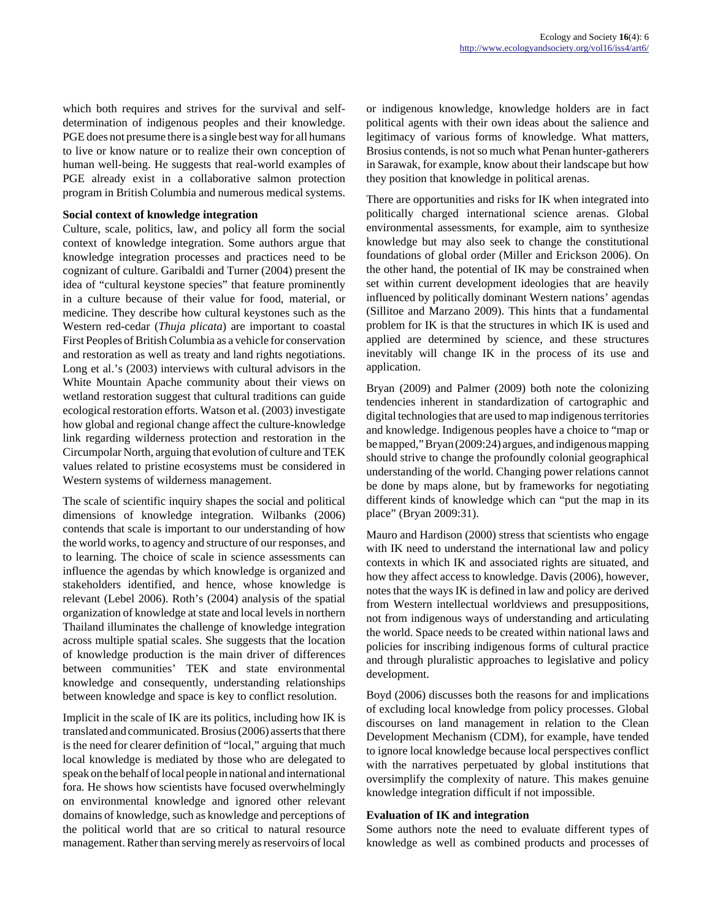which both requires and strives for the survival and self-determination of indigenous peoples and their knowledge. PGE does not presume there is a single best way for all humans to live or know nature or to realize their own conception of human well-being. He suggests that real-world examples of PGE already exist in a collaborative salmon protection program in British Columbia and numerous medical systems.

### Social context of knowledge integration

Culture, scale, politics, law, and policy all form the social context of knowledge integration. Some authors argue that knowledge integration processes and practices need to be cognizant of culture. Garibaldi and Turner (2004) present the idea of "cultural keystone species" that feature prominently in a culture because of their value for food, material, or medicine. They describe how cultural keystones such as the Western red-cedar (*Thuja plicata*) are important to coastal First Peoples of British Columbia as a vehicle for conservation and restoration as well as treaty and land rights negotiations. Long et al.'s (2003) interviews with cultural advisors in the White Mountain Apache community about their views on wetland restoration suggest that cultural traditions can guide ecological restoration efforts. Watson et al. (2003) investigate how global and regional change affect the culture-knowledge link regarding wilderness protection and restoration in the Circumpolar North, arguing that evolution of culture and TEK values related to pristine ecosystems must be considered in Western systems of wilderness management.

The scale of scientific inquiry shapes the social and political dimensions of knowledge integration. Wilbanks (2006) contends that scale is important to our understanding of how the world works, to agency and structure of our responses, and to learning. The choice of scale in science assessments can influence the agendas by which knowledge is organized and stakeholders identified, and hence, whose knowledge is relevant (Lebel 2006). Roth's (2004) analysis of the spatial organization of knowledge at state and local levels in northern Thailand illuminates the challenge of knowledge integration across multiple spatial scales. She suggests that the location of knowledge production is the main driver of differences between communities' TEK and state environmental knowledge and consequently, understanding relationships between knowledge and space is key to conflict resolution.

Implicit in the scale of IK are its politics, including how IK is translated and communicated. Brosius (2006) asserts that there is the need for clearer definition of "local," arguing that much local knowledge is mediated by those who are delegated to speak on the behalf of local people in national and international fora. He shows how scientists have focused overwhelmingly on environmental knowledge and ignored other relevant domains of knowledge, such as knowledge and perceptions of the political world that are so critical to natural resource management. Rather than serving merely as reservoirs of local or indigenous knowledge, knowledge holders are in fact political agents with their own ideas about the salience and legitimacy of various forms of knowledge. What matters, Brosius contends, is not so much what Penan hunter-gatherers in Sarawak, for example, know about their landscape but how they position that knowledge in political arenas.

There are opportunities and risks for IK when integrated into politically charged international science arenas. Global environmental assessments, for example, aim to synthesize knowledge but may also seek to change the constitutional foundations of global order (Miller and Erickson 2006). On the other hand, the potential of IK may be constrained when set within current development ideologies that are heavily influenced by politically dominant Western nations' agendas (Sillitoe and Marzano 2009). This hints that a fundamental problem for IK is that the structures in which IK is used and applied are determined by science, and these structures inevitably will change IK in the process of its use and application.

Bryan (2009) and Palmer (2009) both note the colonizing tendencies inherent in standardization of cartographic and digital technologies that are used to map indigenous territories and knowledge. Indigenous peoples have a choice to "map or be mapped," Bryan (2009:24) argues, and indigenous mapping should strive to change the profoundly colonial geographical understanding of the world. Changing power relations cannot be done by maps alone, but by frameworks for negotiating different kinds of knowledge which can "put the map in its place" (Bryan 2009:31).

Mauro and Hardison (2000) stress that scientists who engage with IK need to understand the international law and policy contexts in which IK and associated rights are situated, and how they affect access to knowledge. Davis (2006), however, notes that the ways IK is defined in law and policy are derived from Western intellectual worldviews and presuppositions, not from indigenous ways of understanding and articulating the world. Space needs to be created within national laws and policies for inscribing indigenous forms of cultural practice and through pluralistic approaches to legislative and policy development.

Boyd (2006) discusses both the reasons for and implications of excluding local knowledge from policy processes. Global discourses on land management in relation to the Clean Development Mechanism (CDM), for example, have tended to ignore local knowledge because local perspectives conflict with the narratives perpetuated by global institutions that oversimplify the complexity of nature. This makes genuine knowledge integration difficult if not impossible.

### Evaluation of IK and integration

Some authors note the need to evaluate different types of knowledge as well as combined products and processes of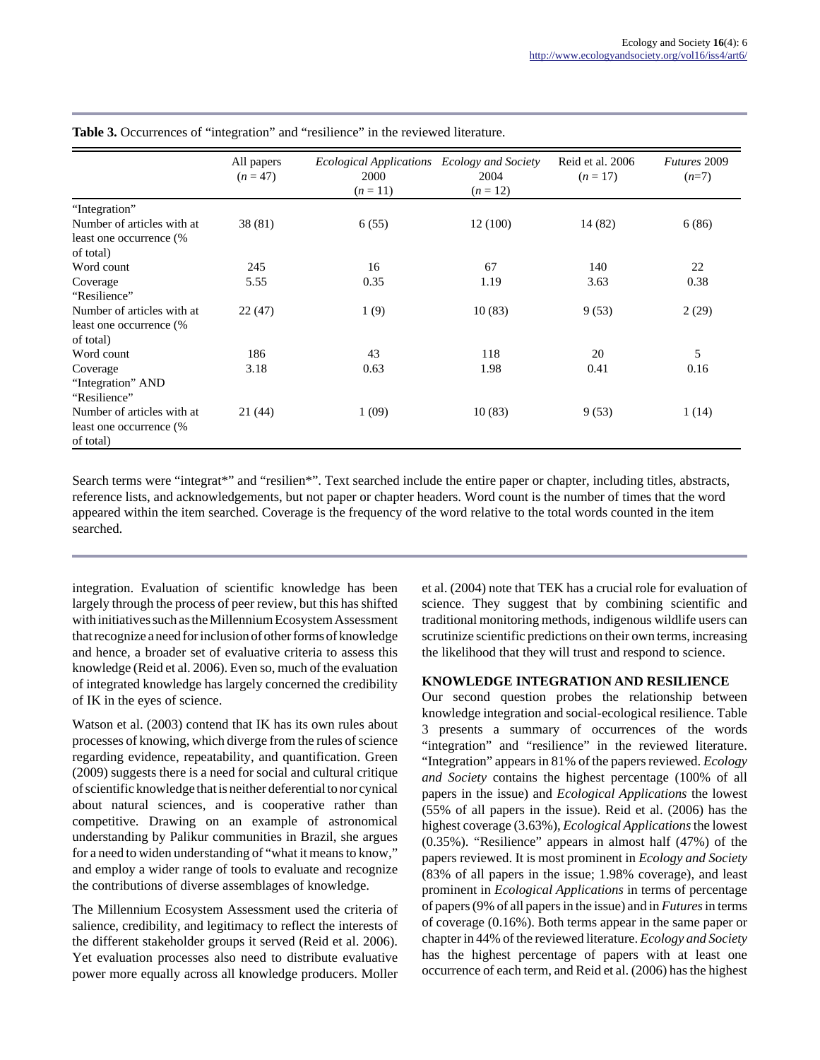**Table 3.** Occurrences of "integration" and "resilience" in the reviewed literature.

| | All papers ($n$ = 47) | *Ecological Applications* 2000 ($n$ = 11) | *Ecology and Society* 2004 ($n$ = 12) | Reid et al. 2006 ($n$ = 17) | *Futures* 2009 ($n$=7) |
|---|---|---|---|---|---|
| "Integration" | | | | | |
| Number of articles with at least one occurrence (% of total) | 38 (81) | 6 (55) | 12 (100) | 14 (82) | 6 (86) |
| Word count | 245 | 16 | 67 | 140 | 22 |
| Coverage | 5.55 | 0.35 | 1.19 | 3.63 | 0.38 |
| "Resilience" | | | | | |
| Number of articles with at least one occurrence (% of total) | 22 (47) | 1 (9) | 10 (83) | 9 (53) | 2 (29) |
| Word count | 186 | 43 | 118 | 20 | 5 |
| Coverage | 3.18 | 0.63 | 1.98 | 0.41 | 0.16 |
| "Integration" AND "Resilience" | | | | | |
| Number of articles with at least one occurrence (% of total) | 21 (44) | 1 (09) | 10 (83) | 9 (53) | 1 (14) |

Search terms were "integrat*" and "resilien*". Text searched include the entire paper or chapter, including titles, abstracts, reference lists, and acknowledgements, but not paper or chapter headers. Word count is the number of times that the word appeared within the item searched. Coverage is the frequency of the word relative to the total words counted in the item searched.

integration. Evaluation of scientific knowledge has been largely through the process of peer review, but this has shifted with initiatives such as the Millennium Ecosystem Assessment that recognize a need for inclusion of other forms of knowledge and hence, a broader set of evaluative criteria to assess this knowledge (Reid et al. 2006). Even so, much of the evaluation of integrated knowledge has largely concerned the credibility of IK in the eyes of science.

Watson et al. (2003) contend that IK has its own rules about processes of knowing, which diverge from the rules of science regarding evidence, repeatability, and quantification. Green (2009) suggests there is a need for social and cultural critique of scientific knowledge that is neither deferential to nor cynical about natural sciences, and is cooperative rather than competitive. Drawing on an example of astronomical understanding by Palikur communities in Brazil, she argues for a need to widen understanding of "what it means to know," and employ a wider range of tools to evaluate and recognize the contributions of diverse assemblages of knowledge.

The Millennium Ecosystem Assessment used the criteria of salience, credibility, and legitimacy to reflect the interests of the different stakeholder groups it served (Reid et al. 2006). Yet evaluation processes also need to distribute evaluative power more equally across all knowledge producers. Moller et al. (2004) note that TEK has a crucial role for evaluation of science. They suggest that by combining scientific and traditional monitoring methods, indigenous wildlife users can scrutinize scientific predictions on their own terms, increasing the likelihood that they will trust and respond to science.

## KNOWLEDGE INTEGRATION AND RESILIENCE

Our second question probes the relationship between knowledge integration and social-ecological resilience. Table 3 presents a summary of occurrences of the words "integration" and "resilience" in the reviewed literature. "Integration" appears in 81% of the papers reviewed. *Ecology and Society* contains the highest percentage (100% of all papers in the issue) and *Ecological Applications* the lowest (55% of all papers in the issue). Reid et al. (2006) has the highest coverage (3.63%), *Ecological Applications* the lowest (0.35%). "Resilience" appears in almost half (47%) of the papers reviewed. It is most prominent in *Ecology and Society* (83% of all papers in the issue; 1.98% coverage), and least prominent in *Ecological Applications* in terms of percentage of papers (9% of all papers in the issue) and in *Futures* in terms of coverage (0.16%). Both terms appear in the same paper or chapter in 44% of the reviewed literature. *Ecology and Society* has the highest percentage of papers with at least one occurrence of each term, and Reid et al. (2006) has the highest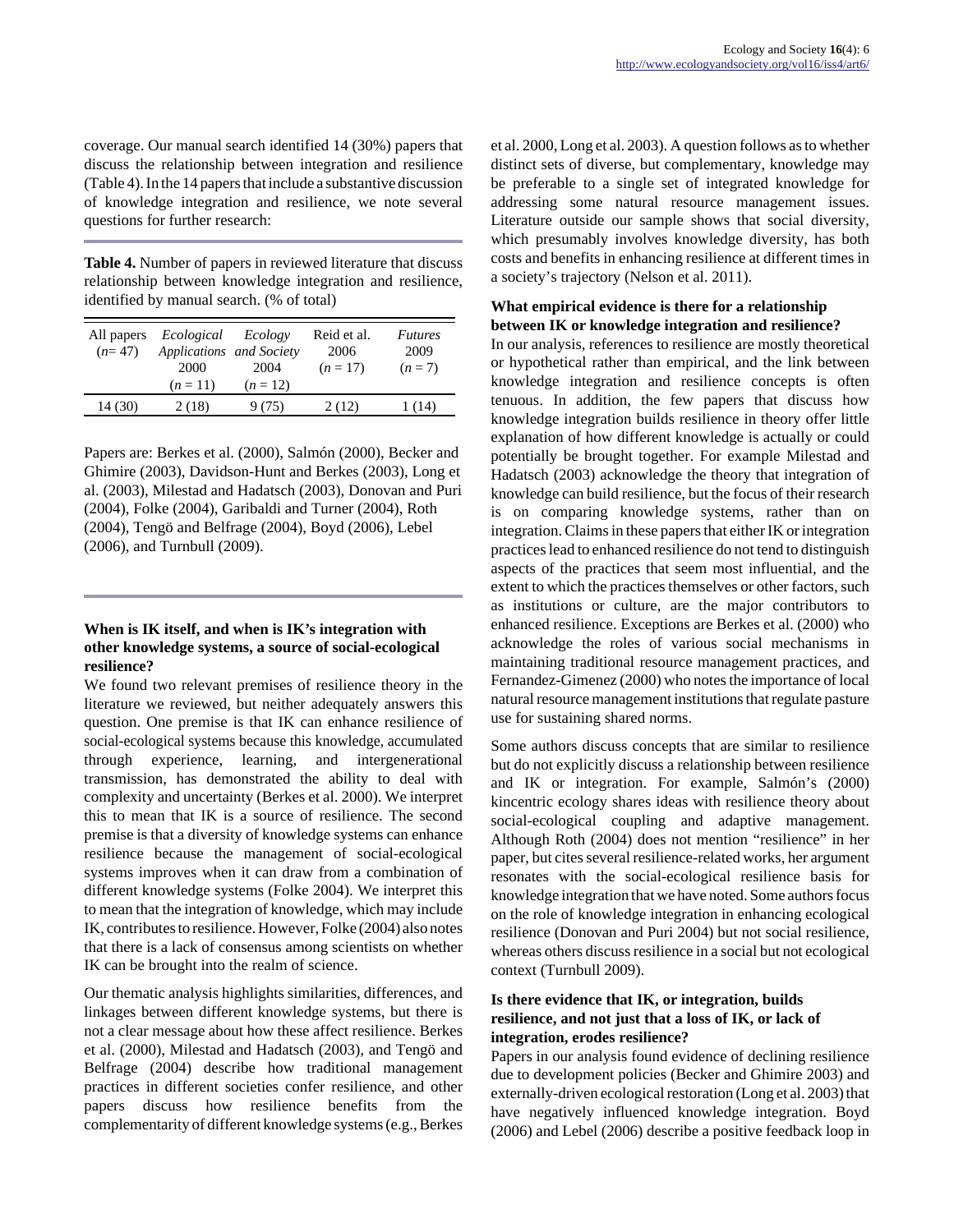coverage. Our manual search identified 14 (30%) papers that discuss the relationship between integration and resilience (Table 4). In the 14 papers that include a substantive discussion of knowledge integration and resilience, we note several questions for further research:

**Table 4.** Number of papers in reviewed literature that discuss relationship between knowledge integration and resilience, identified by manual search. (% of total)

| All papers ($n$= 47) | *Ecological Applications* 2000 ($n$ = 11) | *Ecology and Society* 2004 ($n$ = 12) | Reid et al. 2006 ($n$ = 17) | *Futures* 2009 ($n$ = 7) |
|---|---|---|---|---|
| 14 (30) | 2 (18) | 9 (75) | 2 (12) | 1 (14) |

Papers are: Berkes et al. (2000), Salmón (2000), Becker and Ghimire (2003), Davidson-Hunt and Berkes (2003), Long et al. (2003), Milestad and Hadatsch (2003), Donovan and Puri (2004), Folke (2004), Garibaldi and Turner (2004), Roth (2004), Tengö and Belfrage (2004), Boyd (2006), Lebel (2006), and Turnbull (2009).

### When is IK itself, and when is IK's integration with other knowledge systems, a source of social-ecological resilience?

We found two relevant premises of resilience theory in the literature we reviewed, but neither adequately answers this question. One premise is that IK can enhance resilience of social-ecological systems because this knowledge, accumulated through experience, learning, and intergenerational transmission, has demonstrated the ability to deal with complexity and uncertainty (Berkes et al. 2000). We interpret this to mean that IK is a source of resilience. The second premise is that a diversity of knowledge systems can enhance resilience because the management of social-ecological systems improves when it can draw from a combination of different knowledge systems (Folke 2004). We interpret this to mean that the integration of knowledge, which may include IK, contributes to resilience. However, Folke (2004) also notes that there is a lack of consensus among scientists on whether IK can be brought into the realm of science.

Our thematic analysis highlights similarities, differences, and linkages between different knowledge systems, but there is not a clear message about how these affect resilience. Berkes et al. (2000), Milestad and Hadatsch (2003), and Tengö and Belfrage (2004) describe how traditional management practices in different societies confer resilience, and other papers discuss how resilience benefits from the complementarity of different knowledge systems (e.g., Berkes et al. 2000, Long et al. 2003). A question follows as to whether distinct sets of diverse, but complementary, knowledge may be preferable to a single set of integrated knowledge for addressing some natural resource management issues. Literature outside our sample shows that social diversity, which presumably involves knowledge diversity, has both costs and benefits in enhancing resilience at different times in a society's trajectory (Nelson et al. 2011).

### What empirical evidence is there for a relationship between IK or knowledge integration and resilience?

In our analysis, references to resilience are mostly theoretical or hypothetical rather than empirical, and the link between knowledge integration and resilience concepts is often tenuous. In addition, the few papers that discuss how knowledge integration builds resilience in theory offer little explanation of how different knowledge is actually or could potentially be brought together. For example Milestad and Hadatsch (2003) acknowledge the theory that integration of knowledge can build resilience, but the focus of their research is on comparing knowledge systems, rather than on integration. Claims in these papers that either IK or integration practices lead to enhanced resilience do not tend to distinguish aspects of the practices that seem most influential, and the extent to which the practices themselves or other factors, such as institutions or culture, are the major contributors to enhanced resilience. Exceptions are Berkes et al. (2000) who acknowledge the roles of various social mechanisms in maintaining traditional resource management practices, and Fernandez-Gimenez (2000) who notes the importance of local natural resource management institutions that regulate pasture use for sustaining shared norms.

Some authors discuss concepts that are similar to resilience but do not explicitly discuss a relationship between resilience and IK or integration. For example, Salmón's (2000) kincentric ecology shares ideas with resilience theory about social-ecological coupling and adaptive management. Although Roth (2004) does not mention "resilience" in her paper, but cites several resilience-related works, her argument resonates with the social-ecological resilience basis for knowledge integration that we have noted. Some authors focus on the role of knowledge integration in enhancing ecological resilience (Donovan and Puri 2004) but not social resilience, whereas others discuss resilience in a social but not ecological context (Turnbull 2009).

### Is there evidence that IK, or integration, builds resilience, and not just that a loss of IK, or lack of integration, erodes resilience?

Papers in our analysis found evidence of declining resilience due to development policies (Becker and Ghimire 2003) and externally-driven ecological restoration (Long et al. 2003) that have negatively influenced knowledge integration. Boyd (2006) and Lebel (2006) describe a positive feedback loop in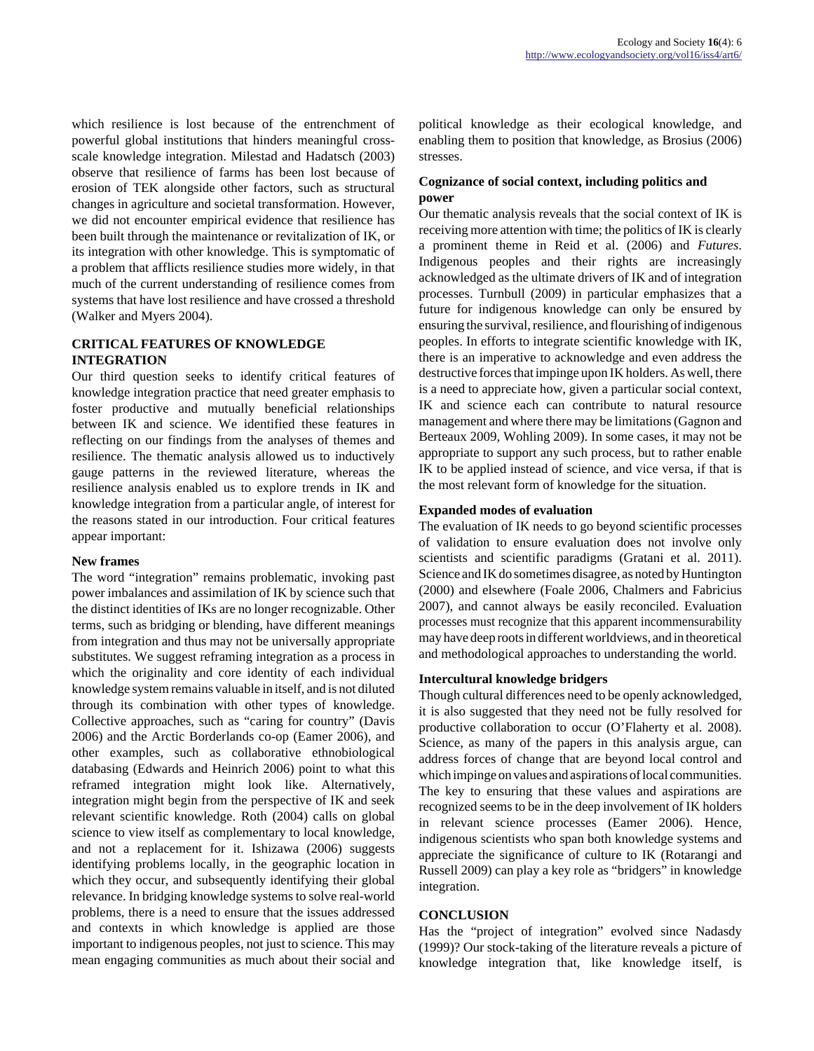which resilience is lost because of the entrenchment of powerful global institutions that hinders meaningful cross-scale knowledge integration. Milestad and Hadatsch (2003) observe that resilience of farms has been lost because of erosion of TEK alongside other factors, such as structural changes in agriculture and societal transformation. However, we did not encounter empirical evidence that resilience has been built through the maintenance or revitalization of IK, or its integration with other knowledge. This is symptomatic of a problem that afflicts resilience studies more widely, in that much of the current understanding of resilience comes from systems that have lost resilience and have crossed a threshold (Walker and Myers 2004).

## CRITICAL FEATURES OF KNOWLEDGE INTEGRATION

Our third question seeks to identify critical features of knowledge integration practice that need greater emphasis to foster productive and mutually beneficial relationships between IK and science. We identified these features in reflecting on our findings from the analyses of themes and resilience. The thematic analysis allowed us to inductively gauge patterns in the reviewed literature, whereas the resilience analysis enabled us to explore trends in IK and knowledge integration from a particular angle, of interest for the reasons stated in our introduction. Four critical features appear important:

### New frames

The word "integration" remains problematic, invoking past power imbalances and assimilation of IK by science such that the distinct identities of IKs are no longer recognizable. Other terms, such as bridging or blending, have different meanings from integration and thus may not be universally appropriate substitutes. We suggest reframing integration as a process in which the originality and core identity of each individual knowledge system remains valuable in itself, and is not diluted through its combination with other types of knowledge. Collective approaches, such as "caring for country" (Davis 2006) and the Arctic Borderlands co-op (Eamer 2006), and other examples, such as collaborative ethnobiological databasing (Edwards and Heinrich 2006) point to what this reframed integration might look like. Alternatively, integration might begin from the perspective of IK and seek relevant scientific knowledge. Roth (2004) calls on global science to view itself as complementary to local knowledge, and not a replacement for it. Ishizawa (2006) suggests identifying problems locally, in the geographic location in which they occur, and subsequently identifying their global relevance. In bridging knowledge systems to solve real-world problems, there is a need to ensure that the issues addressed and contexts in which knowledge is applied are those important to indigenous peoples, not just to science. This may mean engaging communities as much about their social and political knowledge as their ecological knowledge, and enabling them to position that knowledge, as Brosius (2006) stresses.

### Cognizance of social context, including politics and power

Our thematic analysis reveals that the social context of IK is receiving more attention with time; the politics of IK is clearly a prominent theme in Reid et al. (2006) and *Futures*. Indigenous peoples and their rights are increasingly acknowledged as the ultimate drivers of IK and of integration processes. Turnbull (2009) in particular emphasizes that a future for indigenous knowledge can only be ensured by ensuring the survival, resilience, and flourishing of indigenous peoples. In efforts to integrate scientific knowledge with IK, there is an imperative to acknowledge and even address the destructive forces that impinge upon IK holders. As well, there is a need to appreciate how, given a particular social context, IK and science each can contribute to natural resource management and where there may be limitations (Gagnon and Berteaux 2009, Wohling 2009). In some cases, it may not be appropriate to support any such process, but to rather enable IK to be applied instead of science, and vice versa, if that is the most relevant form of knowledge for the situation.

### Expanded modes of evaluation

The evaluation of IK needs to go beyond scientific processes of validation to ensure evaluation does not involve only scientists and scientific paradigms (Gratani et al. 2011). Science and IK do sometimes disagree, as noted by Huntington (2000) and elsewhere (Foale 2006, Chalmers and Fabricius 2007), and cannot always be easily reconciled. Evaluation processes must recognize that this apparent incommensurability may have deep roots in different worldviews, and in theoretical and methodological approaches to understanding the world.

### Intercultural knowledge bridgers

Though cultural differences need to be openly acknowledged, it is also suggested that they need not be fully resolved for productive collaboration to occur (O'Flaherty et al. 2008). Science, as many of the papers in this analysis argue, can address forces of change that are beyond local control and which impinge on values and aspirations of local communities. The key to ensuring that these values and aspirations are recognized seems to be in the deep involvement of IK holders in relevant science processes (Eamer 2006). Hence, indigenous scientists who span both knowledge systems and appreciate the significance of culture to IK (Rotarangi and Russell 2009) can play a key role as "bridgers" in knowledge integration.

## CONCLUSION

Has the "project of integration" evolved since Nadasdy (1999)? Our stock-taking of the literature reveals a picture of knowledge integration that, like knowledge itself, is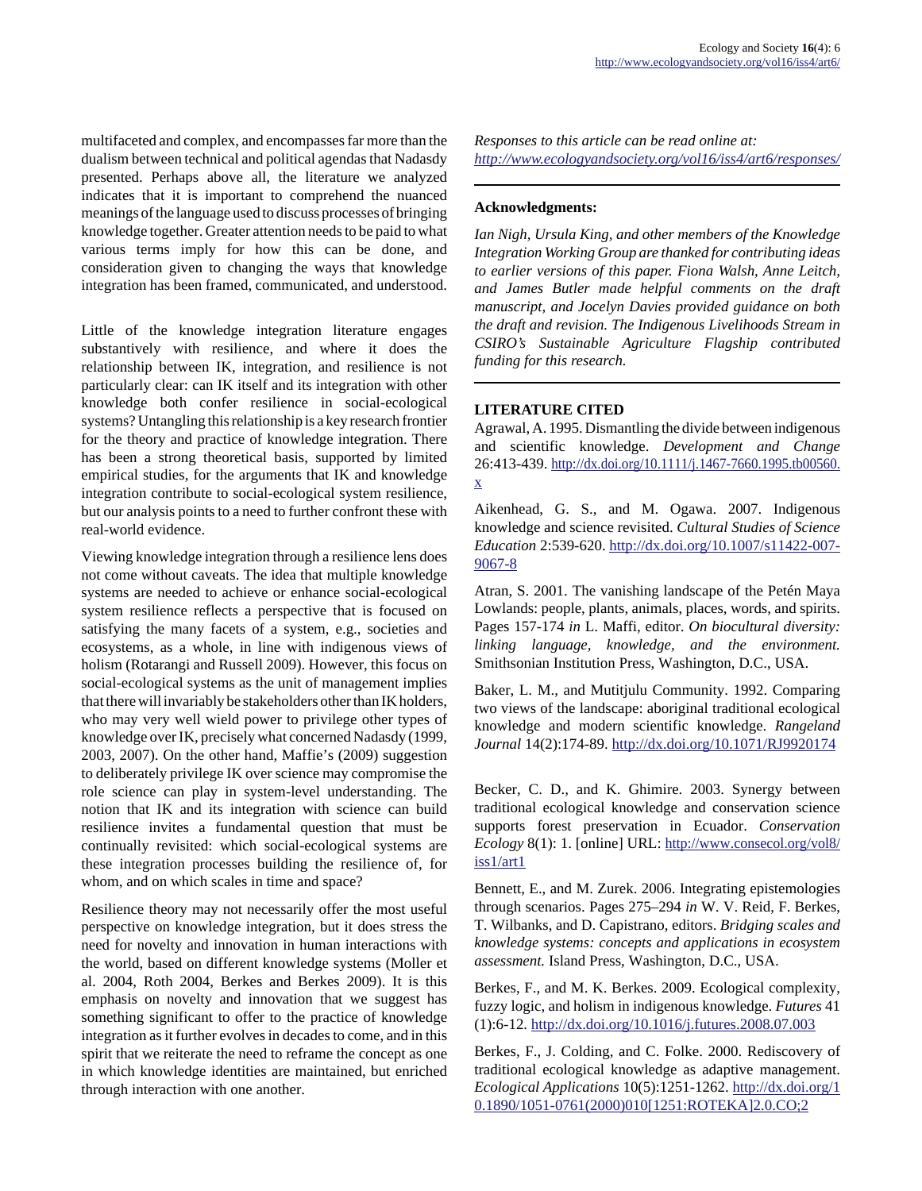multifaceted and complex, and encompasses far more than the dualism between technical and political agendas that Nadasdy presented. Perhaps above all, the literature we analyzed indicates that it is important to comprehend the nuanced meanings of the language used to discuss processes of bringing knowledge together. Greater attention needs to be paid to what various terms imply for how this can be done, and consideration given to changing the ways that knowledge integration has been framed, communicated, and understood.

Little of the knowledge integration literature engages substantively with resilience, and where it does the relationship between IK, integration, and resilience is not particularly clear: can IK itself and its integration with other knowledge both confer resilience in social-ecological systems? Untangling this relationship is a key research frontier for the theory and practice of knowledge integration. There has been a strong theoretical basis, supported by limited empirical studies, for the arguments that IK and knowledge integration contribute to social-ecological system resilience, but our analysis points to a need to further confront these with real-world evidence.

Viewing knowledge integration through a resilience lens does not come without caveats. The idea that multiple knowledge systems are needed to achieve or enhance social-ecological system resilience reflects a perspective that is focused on satisfying the many facets of a system, e.g., societies and ecosystems, as a whole, in line with indigenous views of holism (Rotarangi and Russell 2009). However, this focus on social-ecological systems as the unit of management implies that there will invariably be stakeholders other than IK holders, who may very well wield power to privilege other types of knowledge over IK, precisely what concerned Nadasdy (1999, 2003, 2007). On the other hand, Maffie's (2009) suggestion to deliberately privilege IK over science may compromise the role science can play in system-level understanding. The notion that IK and its integration with science can build resilience invites a fundamental question that must be continually revisited: which social-ecological systems are these integration processes building the resilience of, for whom, and on which scales in time and space?

Resilience theory may not necessarily offer the most useful perspective on knowledge integration, but it does stress the need for novelty and innovation in human interactions with the world, based on different knowledge systems (Moller et al. 2004, Roth 2004, Berkes and Berkes 2009). It is this emphasis on novelty and innovation that we suggest has something significant to offer to the practice of knowledge integration as it further evolves in decades to come, and in this spirit that we reiterate the need to reframe the concept as one in which knowledge identities are maintained, but enriched through interaction with one another.

*Responses to this article can be read online at:*
*http://www.ecologyandsociety.org/vol16/iss4/art6/responses/*

**Acknowledgments:**

*Ian Nigh, Ursula King, and other members of the Knowledge Integration Working Group are thanked for contributing ideas to earlier versions of this paper. Fiona Walsh, Anne Leitch, and James Butler made helpful comments on the draft manuscript, and Jocelyn Davies provided guidance on both the draft and revision. The Indigenous Livelihoods Stream in CSIRO's Sustainable Agriculture Flagship contributed funding for this research.*

## LITERATURE CITED

Agrawal, A. 1995. Dismantling the divide between indigenous and scientific knowledge. *Development and Change* 26:413-439. http://dx.doi.org/10.1111/j.1467-7660.1995.tb00560.x

Aikenhead, G. S., and M. Ogawa. 2007. Indigenous knowledge and science revisited. *Cultural Studies of Science Education* 2:539-620. http://dx.doi.org/10.1007/s11422-007-9067-8

Atran, S. 2001. The vanishing landscape of the Petén Maya Lowlands: people, plants, animals, places, words, and spirits. Pages 157-174 *in* L. Maffi, editor. *On biocultural diversity: linking language, knowledge, and the environment.* Smithsonian Institution Press, Washington, D.C., USA.

Baker, L. M., and Mutitjulu Community. 1992. Comparing two views of the landscape: aboriginal traditional ecological knowledge and modern scientific knowledge. *Rangeland Journal* 14(2):174-89. http://dx.doi.org/10.1071/RJ9920174

Becker, C. D., and K. Ghimire. 2003. Synergy between traditional ecological knowledge and conservation science supports forest preservation in Ecuador. *Conservation Ecology* 8(1): 1. [online] URL: http://www.consecol.org/vol8/iss1/art1

Bennett, E., and M. Zurek. 2006. Integrating epistemologies through scenarios. Pages 275–294 *in* W. V. Reid, F. Berkes, T. Wilbanks, and D. Capistrano, editors. *Bridging scales and knowledge systems: concepts and applications in ecosystem assessment.* Island Press, Washington, D.C., USA.

Berkes, F., and M. K. Berkes. 2009. Ecological complexity, fuzzy logic, and holism in indigenous knowledge. *Futures* 41 (1):6-12. http://dx.doi.org/10.1016/j.futures.2008.07.003

Berkes, F., J. Colding, and C. Folke. 2000. Rediscovery of traditional ecological knowledge as adaptive management. *Ecological Applications* 10(5):1251-1262. http://dx.doi.org/10.1890/1051-0761(2000)010[1251:ROTEKA]2.0.CO;2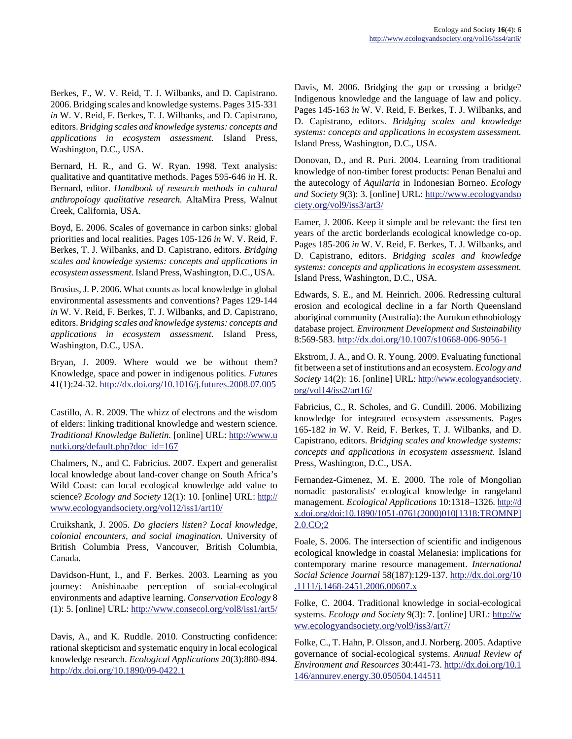Berkes, F., W. V. Reid, T. J. Wilbanks, and D. Capistrano. 2006. Bridging scales and knowledge systems. Pages 315-331 *in* W. V. Reid, F. Berkes, T. J. Wilbanks, and D. Capistrano, editors. *Bridging scales and knowledge systems: concepts and applications in ecosystem assessment.* Island Press, Washington, D.C., USA.

Bernard, H. R., and G. W. Ryan. 1998. Text analysis: qualitative and quantitative methods. Pages 595-646 *in* H. R. Bernard, editor. *Handbook of research methods in cultural anthropology qualitative research.* AltaMira Press, Walnut Creek, California, USA.

Boyd, E. 2006. Scales of governance in carbon sinks: global priorities and local realities. Pages 105-126 *in* W. V. Reid, F. Berkes, T. J. Wilbanks, and D. Capistrano, editors. *Bridging scales and knowledge systems: concepts and applications in ecosystem assessment.* Island Press, Washington, D.C., USA.

Brosius, J. P. 2006. What counts as local knowledge in global environmental assessments and conventions? Pages 129-144 *in* W. V. Reid, F. Berkes, T. J. Wilbanks, and D. Capistrano, editors. *Bridging scales and knowledge systems: concepts and applications in ecosystem assessment.* Island Press, Washington, D.C., USA.

Bryan, J. 2009. Where would we be without them? Knowledge, space and power in indigenous politics. *Futures* 41(1):24-32. http://dx.doi.org/10.1016/j.futures.2008.07.005

Castillo, A. R. 2009. The whizz of electrons and the wisdom of elders: linking traditional knowledge and western science. *Traditional Knowledge Bulletin.* [online] URL: http://www.unutki.org/default.php?doc_id=167

Chalmers, N., and C. Fabricius. 2007. Expert and generalist local knowledge about land-cover change on South Africa's Wild Coast: can local ecological knowledge add value to science? *Ecology and Society* 12(1): 10. [online] URL: http://www.ecologyandsociety.org/vol12/iss1/art10/

Cruikshank, J. 2005. *Do glaciers listen? Local knowledge, colonial encounters, and social imagination.* University of British Columbia Press, Vancouver, British Columbia, Canada.

Davidson-Hunt, I., and F. Berkes. 2003. Learning as you journey: Anishinaabe perception of social-ecological environments and adaptive learning. *Conservation Ecology* 8 (1): 5. [online] URL: http://www.consecol.org/vol8/iss1/art5/

Davis, A., and K. Ruddle. 2010. Constructing confidence: rational skepticism and systematic enquiry in local ecological knowledge research. *Ecological Applications* 20(3):880-894. http://dx.doi.org/10.1890/09-0422.1

Davis, M. 2006. Bridging the gap or crossing a bridge? Indigenous knowledge and the language of law and policy. Pages 145-163 *in* W. V. Reid, F. Berkes, T. J. Wilbanks, and D. Capistrano, editors. *Bridging scales and knowledge systems: concepts and applications in ecosystem assessment.* Island Press, Washington, D.C., USA.

Donovan, D., and R. Puri. 2004. Learning from traditional knowledge of non-timber forest products: Penan Benalui and the autecology of *Aquilaria* in Indonesian Borneo. *Ecology and Society* 9(3): 3. [online] URL: http://www.ecologyandsociety.org/vol9/iss3/art3/

Eamer, J. 2006. Keep it simple and be relevant: the first ten years of the arctic borderlands ecological knowledge co-op. Pages 185-206 *in* W. V. Reid, F. Berkes, T. J. Wilbanks, and D. Capistrano, editors. *Bridging scales and knowledge systems: concepts and applications in ecosystem assessment.* Island Press, Washington, D.C., USA.

Edwards, S. E., and M. Heinrich. 2006. Redressing cultural erosion and ecological decline in a far North Queensland aboriginal community (Australia): the Aurukun ethnobiology database project. *Environment Development and Sustainability* 8:569-583. http://dx.doi.org/10.1007/s10668-006-9056-1

Ekstrom, J. A., and O. R. Young. 2009. Evaluating functional fit between a set of institutions and an ecosystem. *Ecology and Society* 14(2): 16. [online] URL: http://www.ecologyandsociety.org/vol14/iss2/art16/

Fabricius, C., R. Scholes, and G. Cundill. 2006. Mobilizing knowledge for integrated ecosystem assessments. Pages 165-182 *in* W. V. Reid, F. Berkes, T. J. Wilbanks, and D. Capistrano, editors. *Bridging scales and knowledge systems: concepts and applications in ecosystem assessment.* Island Press, Washington, D.C., USA.

Fernandez-Gimenez, M. E. 2000. The role of Mongolian nomadic pastoralists' ecological knowledge in rangeland management. *Ecological Applications* 10:1318–1326. http://dx.doi.org/doi:10.1890/1051-0761(2000)010[1318:TROMNP]2.0.CO;2

Foale, S. 2006. The intersection of scientific and indigenous ecological knowledge in coastal Melanesia: implications for contemporary marine resource management. *International Social Science Journal* 58(187):129-137. http://dx.doi.org/10.1111/j.1468-2451.2006.00607.x

Folke, C. 2004. Traditional knowledge in social-ecological systems. *Ecology and Society* 9(3): 7. [online] URL: http://www.ecologyandsociety.org/vol9/iss3/art7/

Folke, C., T. Hahn, P. Olsson, and J. Norberg. 2005. Adaptive governance of social-ecological systems. *Annual Review of Environment and Resources* 30:441-73. http://dx.doi.org/10.1146/annurev.energy.30.050504.144511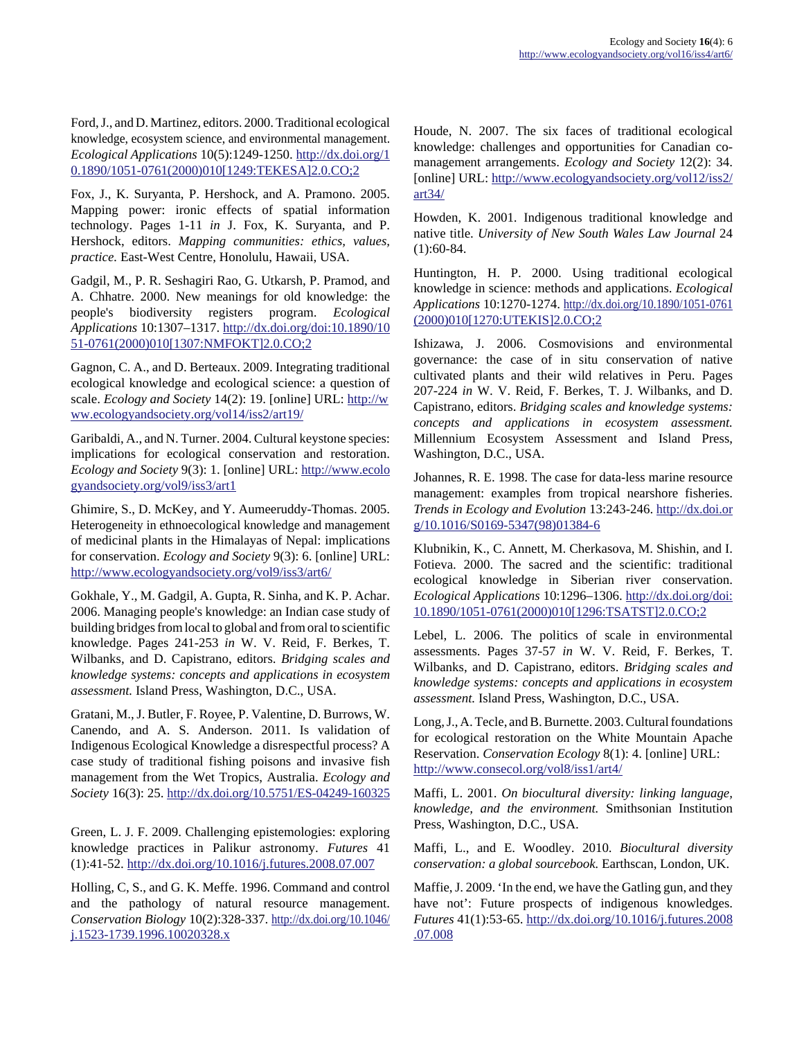Ford, J., and D. Martinez, editors. 2000. Traditional ecological knowledge, ecosystem science, and environmental management. *Ecological Applications* 10(5):1249-1250. http://dx.doi.org/10.1890/1051-0761(2000)010[1249:TEKESA]2.0.CO;2

Fox, J., K. Suryanta, P. Hershock, and A. Pramono. 2005. Mapping power: ironic effects of spatial information technology. Pages 1-11 *in* J. Fox, K. Suryanta, and P. Hershock, editors. *Mapping communities: ethics, values, practice.* East-West Centre, Honolulu, Hawaii, USA.

Gadgil, M., P. R. Seshagiri Rao, G. Utkarsh, P. Pramod, and A. Chhatre. 2000. New meanings for old knowledge: the people's biodiversity registers program. *Ecological Applications* 10:1307–1317. http://dx.doi.org/doi:10.1890/1051-0761(2000)010[1307:NMFOKT]2.0.CO;2

Gagnon, C. A., and D. Berteaux. 2009. Integrating traditional ecological knowledge and ecological science: a question of scale. *Ecology and Society* 14(2): 19. [online] URL: http://www.ecologyandsociety.org/vol14/iss2/art19/

Garibaldi, A., and N. Turner. 2004. Cultural keystone species: implications for ecological conservation and restoration. *Ecology and Society* 9(3): 1. [online] URL: http://www.ecologyandsociety.org/vol9/iss3/art1

Ghimire, S., D. McKey, and Y. Aumeeruddy-Thomas. 2005. Heterogeneity in ethnoecological knowledge and management of medicinal plants in the Himalayas of Nepal: implications for conservation. *Ecology and Society* 9(3): 6. [online] URL: http://www.ecologyandsociety.org/vol9/iss3/art6/

Gokhale, Y., M. Gadgil, A. Gupta, R. Sinha, and K. P. Achar. 2006. Managing people's knowledge: an Indian case study of building bridges from local to global and from oral to scientific knowledge. Pages 241-253 *in* W. V. Reid, F. Berkes, T. Wilbanks, and D. Capistrano, editors. *Bridging scales and knowledge systems: concepts and applications in ecosystem assessment.* Island Press, Washington, D.C., USA.

Gratani, M., J. Butler, F. Royee, P. Valentine, D. Burrows, W. Canendo, and A. S. Anderson. 2011. Is validation of Indigenous Ecological Knowledge a disrespectful process? A case study of traditional fishing poisons and invasive fish management from the Wet Tropics, Australia. *Ecology and Society* 16(3): 25. http://dx.doi.org/10.5751/ES-04249-160325

Green, L. J. F. 2009. Challenging epistemologies: exploring knowledge practices in Palikur astronomy. *Futures* 41 (1):41-52. http://dx.doi.org/10.1016/j.futures.2008.07.007

Holling, C, S., and G. K. Meffe. 1996. Command and control and the pathology of natural resource management. *Conservation Biology* 10(2):328-337. http://dx.doi.org/10.1046/j.1523-1739.1996.10020328.x

Houde, N. 2007. The six faces of traditional ecological knowledge: challenges and opportunities for Canadian co-management arrangements. *Ecology and Society* 12(2): 34. [online] URL: http://www.ecologyandsociety.org/vol12/iss2/art34/

Howden, K. 2001. Indigenous traditional knowledge and native title. *University of New South Wales Law Journal* 24 (1):60-84.

Huntington, H. P. 2000. Using traditional ecological knowledge in science: methods and applications. *Ecological Applications* 10:1270-1274. http://dx.doi.org/10.1890/1051-0761(2000)010[1270:UTEKIS]2.0.CO;2

Ishizawa, J. 2006. Cosmovisions and environmental governance: the case of in situ conservation of native cultivated plants and their wild relatives in Peru. Pages 207-224 *in* W. V. Reid, F. Berkes, T. J. Wilbanks, and D. Capistrano, editors. *Bridging scales and knowledge systems: concepts and applications in ecosystem assessment.* Millennium Ecosystem Assessment and Island Press, Washington, D.C., USA.

Johannes, R. E. 1998. The case for data-less marine resource management: examples from tropical nearshore fisheries. *Trends in Ecology and Evolution* 13:243-246. http://dx.doi.org/10.1016/S0169-5347(98)01384-6

Klubnikin, K., C. Annett, M. Cherkasova, M. Shishin, and I. Fotieva. 2000. The sacred and the scientific: traditional ecological knowledge in Siberian river conservation. *Ecological Applications* 10:1296–1306. http://dx.doi.org/doi:10.1890/1051-0761(2000)010[1296:TSATST]2.0.CO;2

Lebel, L. 2006. The politics of scale in environmental assessments. Pages 37-57 *in* W. V. Reid, F. Berkes, T. Wilbanks, and D. Capistrano, editors. *Bridging scales and knowledge systems: concepts and applications in ecosystem assessment.* Island Press, Washington, D.C., USA.

Long, J., A. Tecle, and B. Burnette. 2003. Cultural foundations for ecological restoration on the White Mountain Apache Reservation. *Conservation Ecology* 8(1): 4. [online] URL: http://www.consecol.org/vol8/iss1/art4/

Maffi, L. 2001. *On biocultural diversity: linking language, knowledge, and the environment.* Smithsonian Institution Press, Washington, D.C., USA.

Maffi, L., and E. Woodley. 2010. *Biocultural diversity conservation: a global sourcebook.* Earthscan, London, UK.

Maffie, J. 2009. 'In the end, we have the Gatling gun, and they have not': Future prospects of indigenous knowledges. *Futures* 41(1):53-65. http://dx.doi.org/10.1016/j.futures.2008.07.008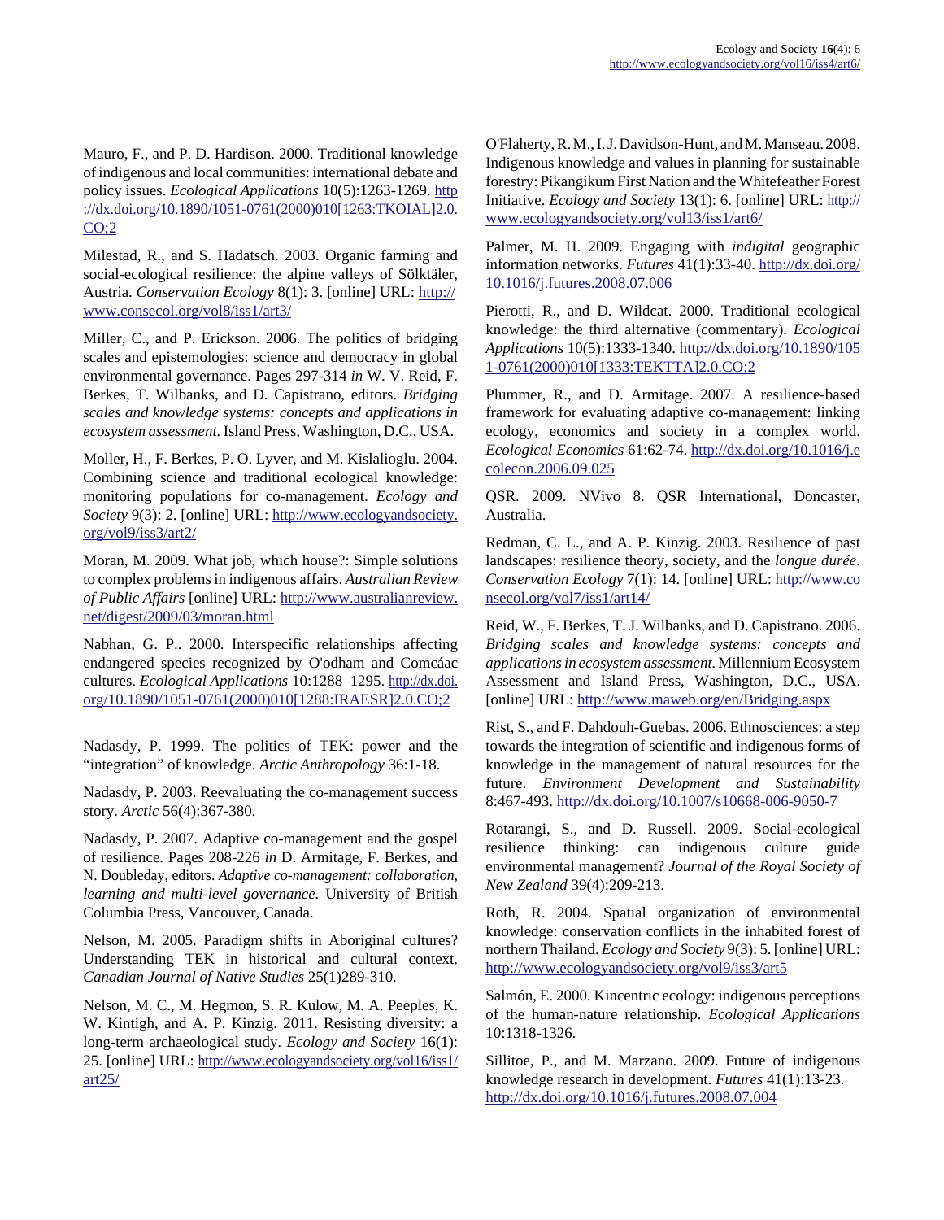Mauro, F., and P. D. Hardison. 2000. Traditional knowledge of indigenous and local communities: international debate and policy issues. *Ecological Applications* 10(5):1263-1269. http://dx.doi.org/10.1890/1051-0761(2000)010[1263:TKOIAL]2.0.CO;2

Milestad, R., and S. Hadatsch. 2003. Organic farming and social-ecological resilience: the alpine valleys of Sölktäler, Austria. *Conservation Ecology* 8(1): 3. [online] URL: http://www.consecol.org/vol8/iss1/art3/

Miller, C., and P. Erickson. 2006. The politics of bridging scales and epistemologies: science and democracy in global environmental governance. Pages 297-314 *in* W. V. Reid, F. Berkes, T. Wilbanks, and D. Capistrano, editors. *Bridging scales and knowledge systems: concepts and applications in ecosystem assessment.* Island Press, Washington, D.C., USA.

Moller, H., F. Berkes, P. O. Lyver, and M. Kislalioglu. 2004. Combining science and traditional ecological knowledge: monitoring populations for co-management. *Ecology and Society* 9(3): 2. [online] URL: http://www.ecologyandsociety.org/vol9/iss3/art2/

Moran, M. 2009. What job, which house?: Simple solutions to complex problems in indigenous affairs. *Australian Review of Public Affairs* [online] URL: http://www.australianreview.net/digest/2009/03/moran.html

Nabhan, G. P.. 2000. Interspecific relationships affecting endangered species recognized by O'odham and Comcáac cultures. *Ecological Applications* 10:1288–1295. http://dx.doi.org/10.1890/1051-0761(2000)010[1288:IRAESR]2.0.CO;2

Nadasdy, P. 1999. The politics of TEK: power and the "integration" of knowledge. *Arctic Anthropology* 36:1-18.

Nadasdy, P. 2003. Reevaluating the co-management success story. *Arctic* 56(4):367-380.

Nadasdy, P. 2007. Adaptive co-management and the gospel of resilience. Pages 208-226 *in* D. Armitage, F. Berkes, and N. Doubleday, editors. *Adaptive co-management: collaboration, learning and multi-level governance.* University of British Columbia Press, Vancouver, Canada.

Nelson, M. 2005. Paradigm shifts in Aboriginal cultures? Understanding TEK in historical and cultural context. *Canadian Journal of Native Studies* 25(1)289-310.

Nelson, M. C., M. Hegmon, S. R. Kulow, M. A. Peeples, K. W. Kintigh, and A. P. Kinzig. 2011. Resisting diversity: a long-term archaeological study. *Ecology and Society* 16(1): 25. [online] URL: http://www.ecologyandsociety.org/vol16/iss1/art25/

O'Flaherty, R. M., I. J. Davidson-Hunt, and M. Manseau. 2008. Indigenous knowledge and values in planning for sustainable forestry: Pikangikum First Nation and the Whitefeather Forest Initiative. *Ecology and Society* 13(1): 6. [online] URL: http://www.ecologyandsociety.org/vol13/iss1/art6/

Palmer, M. H. 2009. Engaging with *indigital* geographic information networks. *Futures* 41(1):33-40. http://dx.doi.org/10.1016/j.futures.2008.07.006

Pierotti, R., and D. Wildcat. 2000. Traditional ecological knowledge: the third alternative (commentary). *Ecological Applications* 10(5):1333-1340. http://dx.doi.org/10.1890/1051-0761(2000)010[1333:TEKTTA]2.0.CO;2

Plummer, R., and D. Armitage. 2007. A resilience-based framework for evaluating adaptive co-management: linking ecology, economics and society in a complex world. *Ecological Economics* 61:62-74. http://dx.doi.org/10.1016/j.ecolecon.2006.09.025

QSR. 2009. NVivo 8. QSR International, Doncaster, Australia.

Redman, C. L., and A. P. Kinzig. 2003. Resilience of past landscapes: resilience theory, society, and the *longue durée*. *Conservation Ecology* 7(1): 14. [online] URL: http://www.consecol.org/vol7/iss1/art14/

Reid, W., F. Berkes, T. J. Wilbanks, and D. Capistrano. 2006. *Bridging scales and knowledge systems: concepts and applications in ecosystem assessment.* Millennium Ecosystem Assessment and Island Press, Washington, D.C., USA. [online] URL: http://www.maweb.org/en/Bridging.aspx

Rist, S., and F. Dahdouh-Guebas. 2006. Ethnosciences: a step towards the integration of scientific and indigenous forms of knowledge in the management of natural resources for the future. *Environment Development and Sustainability* 8:467-493. http://dx.doi.org/10.1007/s10668-006-9050-7

Rotarangi, S., and D. Russell. 2009. Social-ecological resilience thinking: can indigenous culture guide environmental management? *Journal of the Royal Society of New Zealand* 39(4):209-213.

Roth, R. 2004. Spatial organization of environmental knowledge: conservation conflicts in the inhabited forest of northern Thailand. *Ecology and Society* 9(3): 5. [online] URL: http://www.ecologyandsociety.org/vol9/iss3/art5

Salmón, E. 2000. Kincentric ecology: indigenous perceptions of the human-nature relationship. *Ecological Applications* 10:1318-1326.

Sillitoe, P., and M. Marzano. 2009. Future of indigenous knowledge research in development. *Futures* 41(1):13-23. http://dx.doi.org/10.1016/j.futures.2008.07.004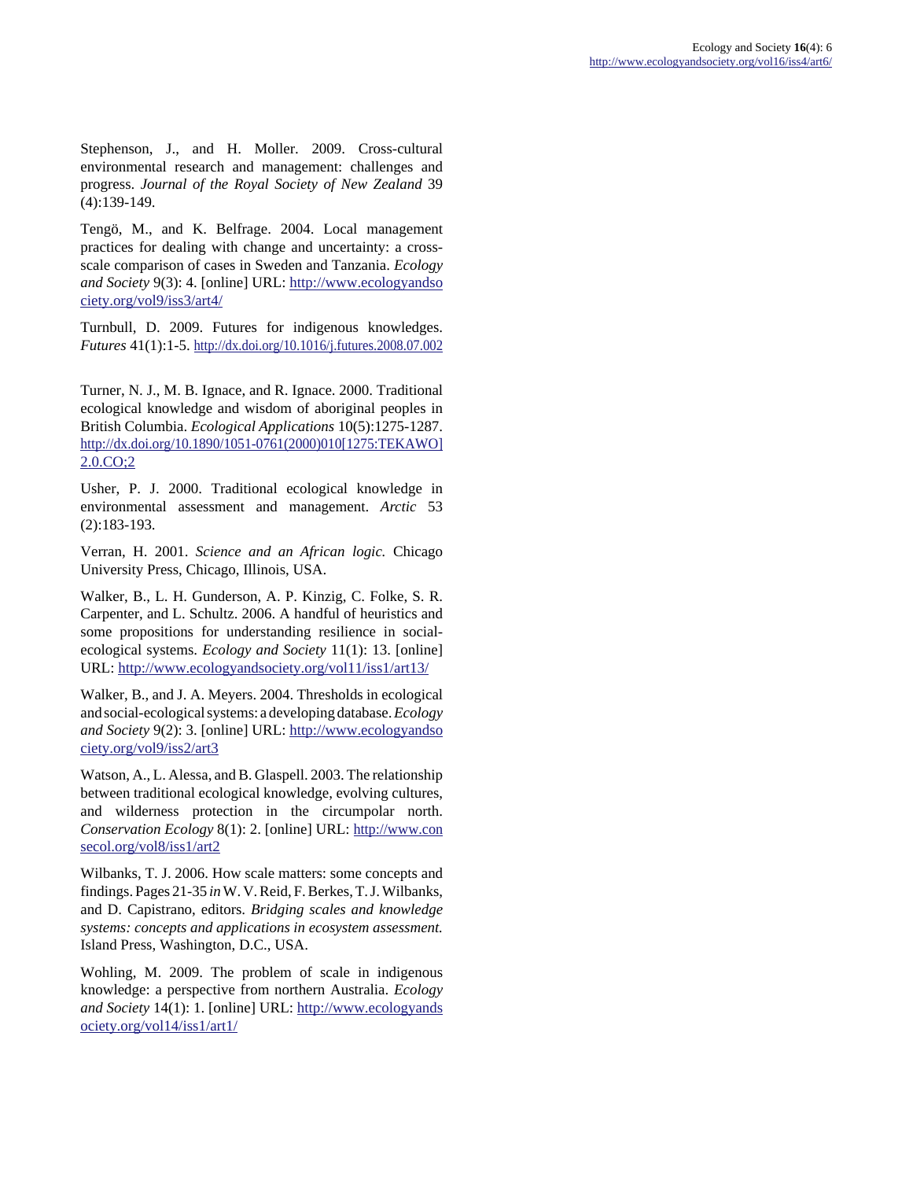Stephenson, J., and H. Moller. 2009. Cross-cultural environmental research and management: challenges and progress. *Journal of the Royal Society of New Zealand* 39 (4):139-149.

Tengö, M., and K. Belfrage. 2004. Local management practices for dealing with change and uncertainty: a cross-scale comparison of cases in Sweden and Tanzania. *Ecology and Society* 9(3): 4. [online] URL: http://www.ecologyandsociety.org/vol9/iss3/art4/

Turnbull, D. 2009. Futures for indigenous knowledges. *Futures* 41(1):1-5. http://dx.doi.org/10.1016/j.futures.2008.07.002

Turner, N. J., M. B. Ignace, and R. Ignace. 2000. Traditional ecological knowledge and wisdom of aboriginal peoples in British Columbia. *Ecological Applications* 10(5):1275-1287. http://dx.doi.org/10.1890/1051-0761(2000)010[1275:TEKAWO]2.0.CO;2

Usher, P. J. 2000. Traditional ecological knowledge in environmental assessment and management. *Arctic* 53 (2):183-193.

Verran, H. 2001. *Science and an African logic.* Chicago University Press, Chicago, Illinois, USA.

Walker, B., L. H. Gunderson, A. P. Kinzig, C. Folke, S. R. Carpenter, and L. Schultz. 2006. A handful of heuristics and some propositions for understanding resilience in social-ecological systems. *Ecology and Society* 11(1): 13. [online] URL: http://www.ecologyandsociety.org/vol11/iss1/art13/

Walker, B., and J. A. Meyers. 2004. Thresholds in ecological and social-ecological systems: a developing database. *Ecology and Society* 9(2): 3. [online] URL: http://www.ecologyandsociety.org/vol9/iss2/art3

Watson, A., L. Alessa, and B. Glaspell. 2003. The relationship between traditional ecological knowledge, evolving cultures, and wilderness protection in the circumpolar north. *Conservation Ecology* 8(1): 2. [online] URL: http://www.consecol.org/vol8/iss1/art2

Wilbanks, T. J. 2006. How scale matters: some concepts and findings. Pages 21-35 *in* W. V. Reid, F. Berkes, T. J. Wilbanks, and D. Capistrano, editors. *Bridging scales and knowledge systems: concepts and applications in ecosystem assessment.* Island Press, Washington, D.C., USA.

Wohling, M. 2009. The problem of scale in indigenous knowledge: a perspective from northern Australia. *Ecology and Society* 14(1): 1. [online] URL: http://www.ecologyandsociety.org/vol14/iss1/art1/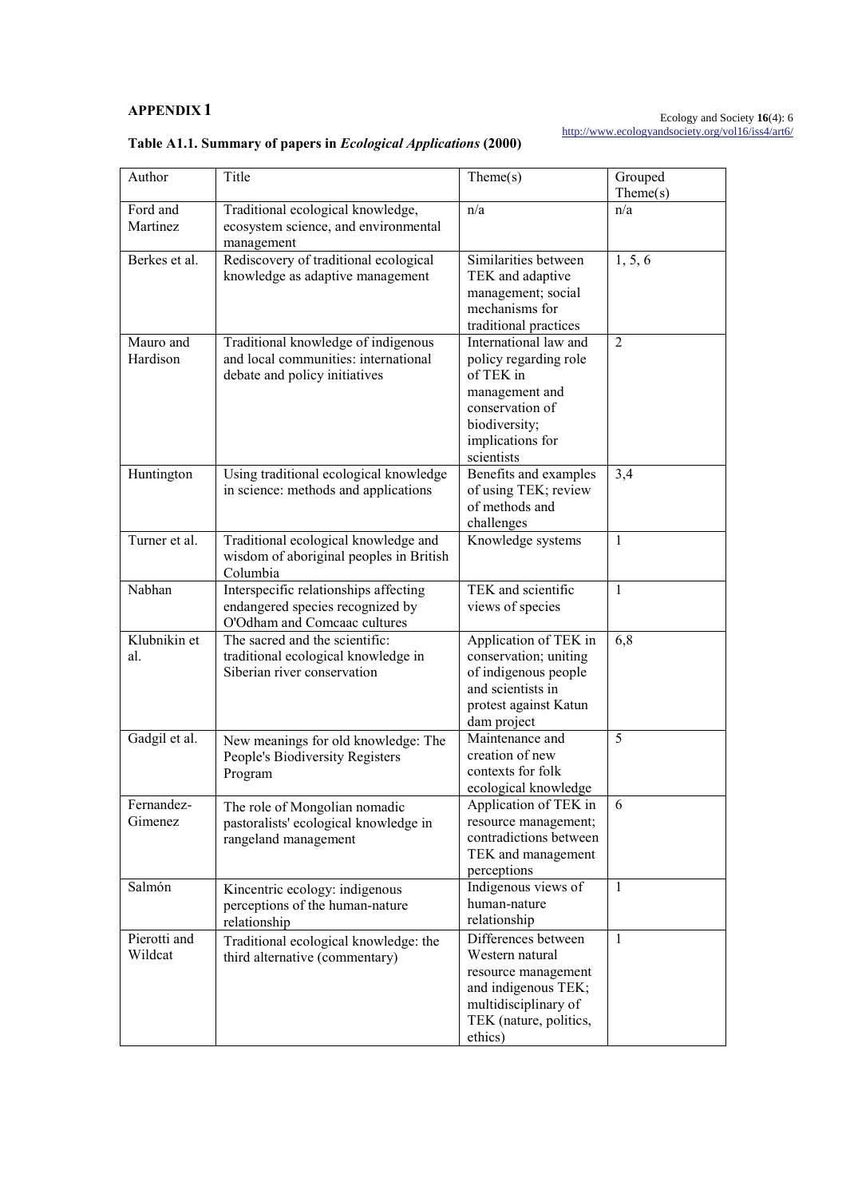**APPENDIX 1**

**Table A1.1. Summary of papers in *Ecological Applications* (2000)**

| Author | Title | Theme(s) | Grouped Theme(s) |
|---|---|---|---|
| Ford and Martinez | Traditional ecological knowledge, ecosystem science, and environmental management | n/a | n/a |
| Berkes et al. | Rediscovery of traditional ecological knowledge as adaptive management | Similarities between TEK and adaptive management; social mechanisms for traditional practices | 1, 5, 6 |
| Mauro and Hardison | Traditional knowledge of indigenous and local communities: international debate and policy initiatives | International law and policy regarding role of TEK in management and conservation of biodiversity; implications for scientists | 2 |
| Huntington | Using traditional ecological knowledge in science: methods and applications | Benefits and examples of using TEK; review of methods and challenges | 3,4 |
| Turner et al. | Traditional ecological knowledge and wisdom of aboriginal peoples in British Columbia | Knowledge systems | 1 |
| Nabhan | Interspecific relationships affecting endangered species recognized by O'Odham and Comcaac cultures | TEK and scientific views of species | 1 |
| Klubnikin et al. | The sacred and the scientific: traditional ecological knowledge in Siberian river conservation | Application of TEK in conservation; uniting of indigenous people and scientists in protest against Katun dam project | 6,8 |
| Gadgil et al. | New meanings for old knowledge: The People's Biodiversity Registers Program | Maintenance and creation of new contexts for folk ecological knowledge | 5 |
| Fernandez-Gimenez | The role of Mongolian nomadic pastoralists' ecological knowledge in rangeland management | Application of TEK in resource management; contradictions between TEK and management perceptions | 6 |
| Salmón | Kincentric ecology: indigenous perceptions of the human-nature relationship | Indigenous views of human-nature relationship | 1 |
| Pierotti and Wildcat | Traditional ecological knowledge: the third alternative (commentary) | Differences between Western natural resource management and indigenous TEK; multidisciplinary of TEK (nature, politics, ethics) | 1 |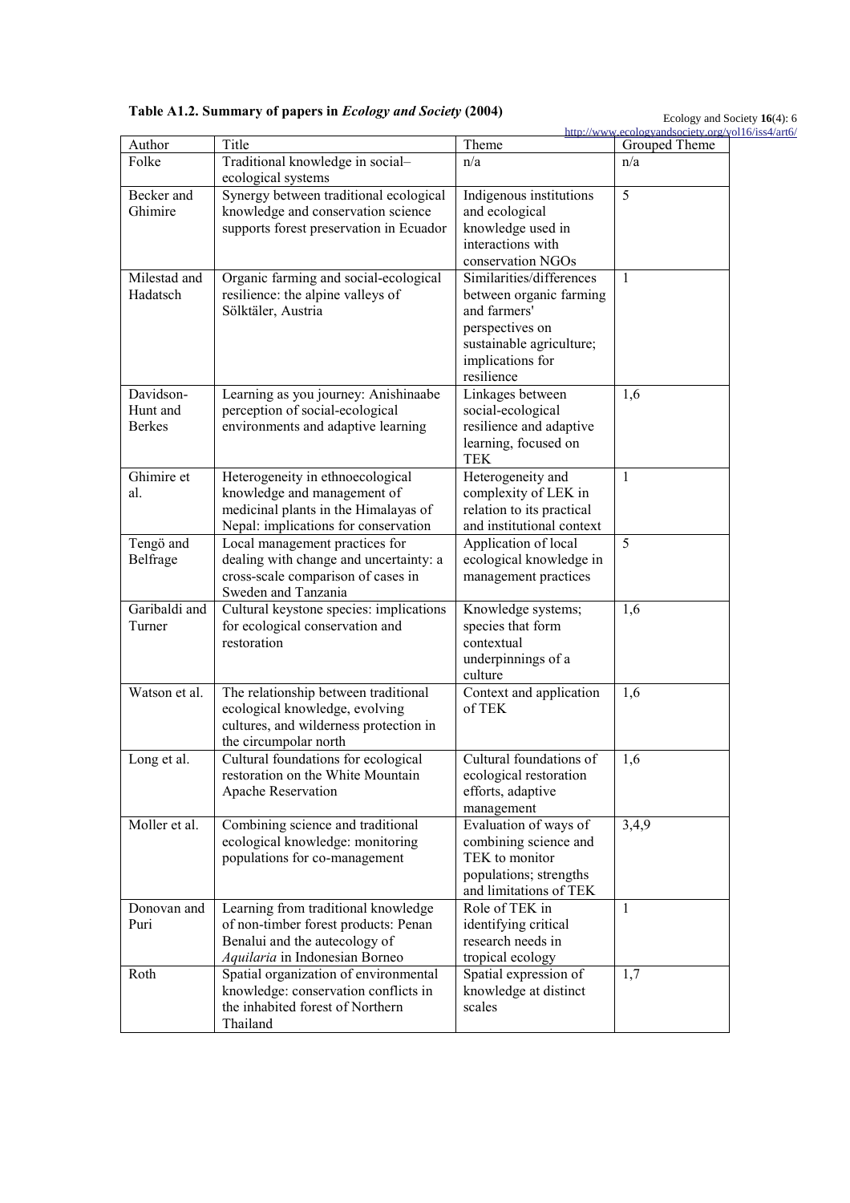**Table A1.2. Summary of papers in *Ecology and Society* (2004)**

| Author | Title | Theme | Grouped Theme |
|---|---|---|---|
| Folke | Traditional knowledge in social–ecological systems | n/a | n/a |
| Becker and Ghimire | Synergy between traditional ecological knowledge and conservation science supports forest preservation in Ecuador | Indigenous institutions and ecological knowledge used in interactions with conservation NGOs | 5 |
| Milestad and Hadatsch | Organic farming and social-ecological resilience: the alpine valleys of Sölktäler, Austria | Similarities/differences between organic farming and farmers' perspectives on sustainable agriculture; implications for resilience | 1 |
| Davidson-Hunt and Berkes | Learning as you journey: Anishinaabe perception of social-ecological environments and adaptive learning | Linkages between social-ecological resilience and adaptive learning, focused on TEK | 1,6 |
| Ghimire et al. | Heterogeneity in ethnoecological knowledge and management of medicinal plants in the Himalayas of Nepal: implications for conservation | Heterogeneity and complexity of LEK in relation to its practical and institutional context | 1 |
| Tengö and Belfrage | Local management practices for dealing with change and uncertainty: a cross-scale comparison of cases in Sweden and Tanzania | Application of local ecological knowledge in management practices | 5 |
| Garibaldi and Turner | Cultural keystone species: implications for ecological conservation and restoration | Knowledge systems; species that form contextual underpinnings of a culture | 1,6 |
| Watson et al. | The relationship between traditional ecological knowledge, evolving cultures, and wilderness protection in the circumpolar north | Context and application of TEK | 1,6 |
| Long et al. | Cultural foundations for ecological restoration on the White Mountain Apache Reservation | Cultural foundations of ecological restoration efforts, adaptive management | 1,6 |
| Moller et al. | Combining science and traditional ecological knowledge: monitoring populations for co-management | Evaluation of ways of combining science and TEK to monitor populations; strengths and limitations of TEK | 3,4,9 |
| Donovan and Puri | Learning from traditional knowledge of non-timber forest products: Penan Benalui and the autecology of *Aquilaria* in Indonesian Borneo | Role of TEK in identifying critical research needs in tropical ecology | 1 |
| Roth | Spatial organization of environmental knowledge: conservation conflicts in the inhabited forest of Northern Thailand | Spatial expression of knowledge at distinct scales | 1,7 |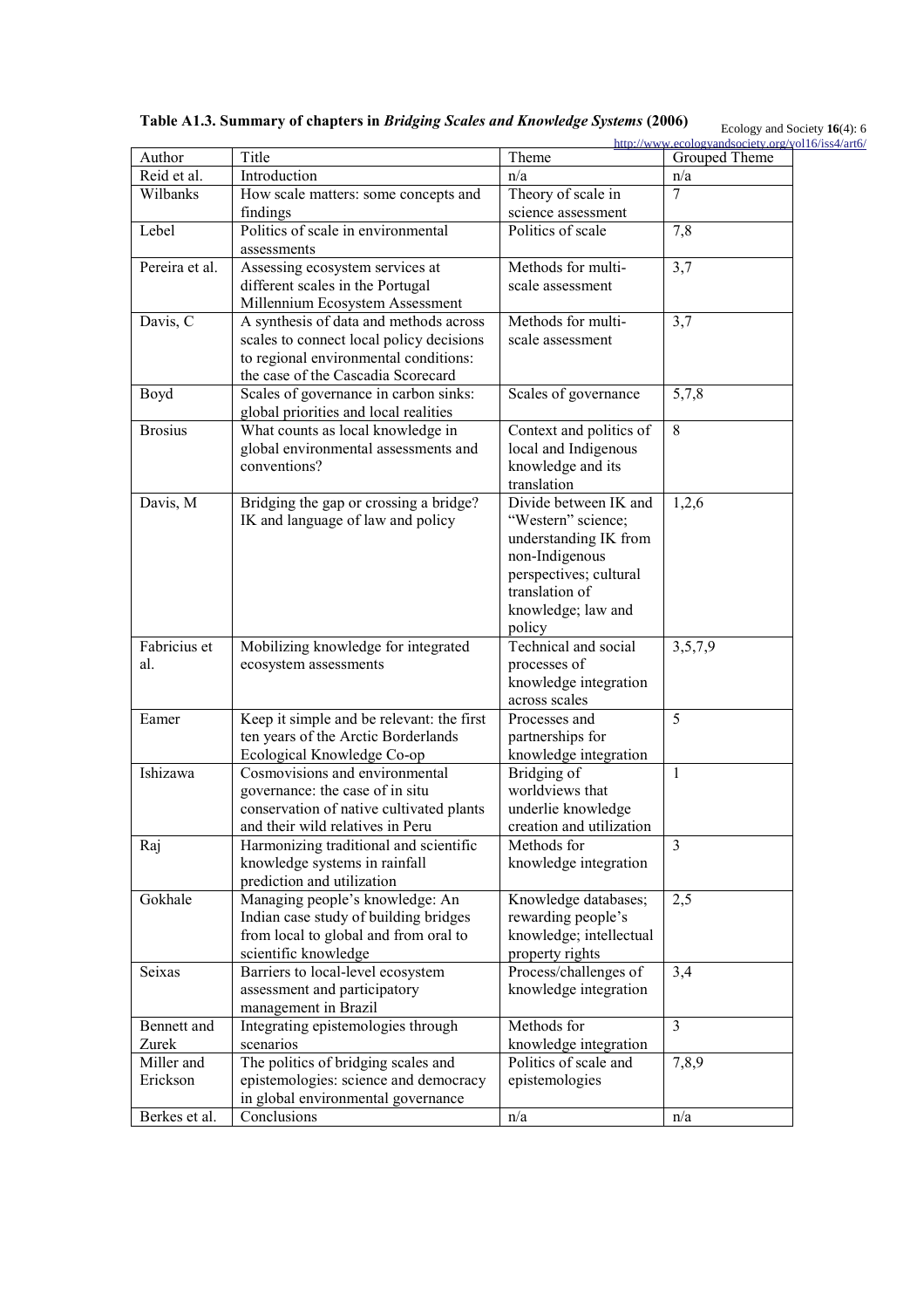**Table A1.3. Summary of chapters in *Bridging Scales and Knowledge Systems* (2006)**

| Author | Title | Theme | Grouped Theme |
|---|---|---|---|
| Reid et al. | Introduction | n/a | n/a |
| Wilbanks | How scale matters: some concepts and findings | Theory of scale in science assessment | 7 |
| Lebel | Politics of scale in environmental assessments | Politics of scale | 7,8 |
| Pereira et al. | Assessing ecosystem services at different scales in the Portugal Millennium Ecosystem Assessment | Methods for multi-scale assessment | 3,7 |
| Davis, C | A synthesis of data and methods across scales to connect local policy decisions to regional environmental conditions: the case of the Cascadia Scorecard | Methods for multi-scale assessment | 3,7 |
| Boyd | Scales of governance in carbon sinks: global priorities and local realities | Scales of governance | 5,7,8 |
| Brosius | What counts as local knowledge in global environmental assessments and conventions? | Context and politics of local and Indigenous knowledge and its translation | 8 |
| Davis, M | Bridging the gap or crossing a bridge? IK and language of law and policy | Divide between IK and “Western” science; understanding IK from non-Indigenous perspectives; cultural translation of knowledge; law and policy | 1,2,6 |
| Fabricius et al. | Mobilizing knowledge for integrated ecosystem assessments | Technical and social processes of knowledge integration across scales | 3,5,7,9 |
| Eamer | Keep it simple and be relevant: the first ten years of the Arctic Borderlands Ecological Knowledge Co-op | Processes and partnerships for knowledge integration | 5 |
| Ishizawa | Cosmovisions and environmental governance: the case of in situ conservation of native cultivated plants and their wild relatives in Peru | Bridging of worldviews that underlie knowledge creation and utilization | 1 |
| Raj | Harmonizing traditional and scientific knowledge systems in rainfall prediction and utilization | Methods for knowledge integration | 3 |
| Gokhale | Managing people’s knowledge: An Indian case study of building bridges from local to global and from oral to scientific knowledge | Knowledge databases; rewarding people’s knowledge; intellectual property rights | 2,5 |
| Seixas | Barriers to local-level ecosystem assessment and participatory management in Brazil | Process/challenges of knowledge integration | 3,4 |
| Bennett and Zurek | Integrating epistemologies through scenarios | Methods for knowledge integration | 3 |
| Miller and Erickson | The politics of bridging scales and epistemologies: science and democracy in global environmental governance | Politics of scale and epistemologies | 7,8,9 |
| Berkes et al. | Conclusions | n/a | n/a |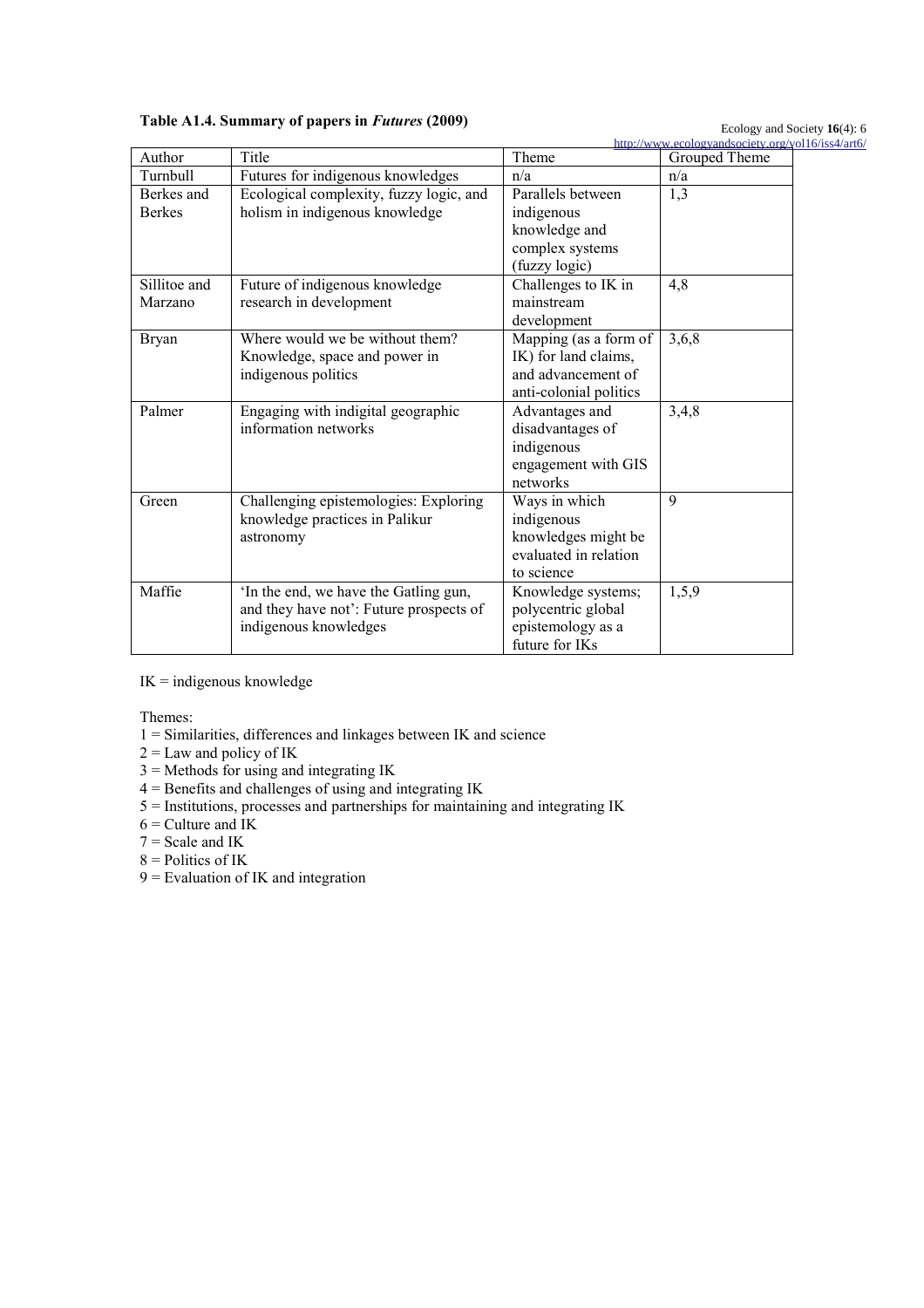**Table A1.4. Summary of papers in *Futures* (2009)**

| Author | Title | Theme | Grouped Theme |
|---|---|---|---|
| Turnbull | Futures for indigenous knowledges | n/a | n/a |
| Berkes and Berkes | Ecological complexity, fuzzy logic, and holism in indigenous knowledge | Parallels between indigenous knowledge and complex systems (fuzzy logic) | 1,3 |
| Sillitoe and Marzano | Future of indigenous knowledge research in development | Challenges to IK in mainstream development | 4,8 |
| Bryan | Where would we be without them? Knowledge, space and power in indigenous politics | Mapping (as a form of IK) for land claims, and advancement of anti-colonial politics | 3,6,8 |
| Palmer | Engaging with indigital geographic information networks | Advantages and disadvantages of indigenous engagement with GIS networks | 3,4,8 |
| Green | Challenging epistemologies: Exploring knowledge practices in Palikur astronomy | Ways in which indigenous knowledges might be evaluated in relation to science | 9 |
| Maffie | 'In the end, we have the Gatling gun, and they have not': Future prospects of indigenous knowledges | Knowledge systems; polycentric global epistemology as a future for IKs | 1,5,9 |

IK = indigenous knowledge

Themes:
1 = Similarities, differences and linkages between IK and science
2 = Law and policy of IK
3 = Methods for using and integrating IK
4 = Benefits and challenges of using and integrating IK
5 = Institutions, processes and partnerships for maintaining and integrating IK
6 = Culture and IK
7 = Scale and IK
8 = Politics of IK
9 = Evaluation of IK and integration